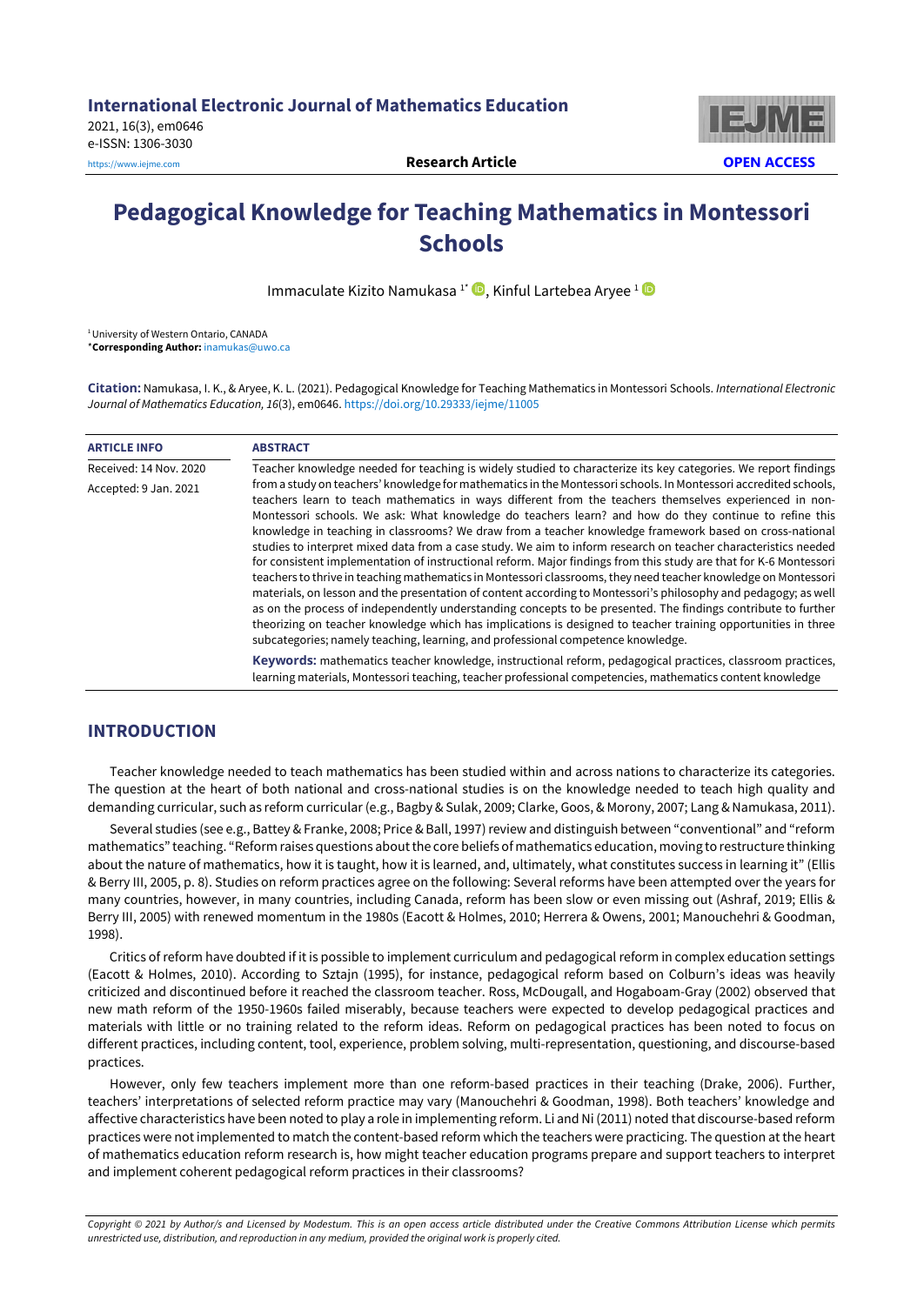# Pedagogical Knowledge for Teaching Mathematics in Montessori Schools

Immaculate Kizito Namukasa [1*], Kinful Lartebea Aryee [1]

[1] University of Western Ontario, CANADA

*Corresponding Author: inamukas@uwo.ca

**Citation:** Namukasa, I. K., & Aryee, K. L. (2021). Pedagogical Knowledge for Teaching Mathematics in Montessori Schools. *International Electronic Journal of Mathematics Education, 16*(3), em0646. https://doi.org/10.29333/iejme/11005

**ARTICLE INFO**

Received: 14 Nov. 2020

Accepted: 9 Jan. 2021

**ABSTRACT**

Teacher knowledge needed for teaching is widely studied to characterize its key categories. We report findings from a study on teachers' knowledge for mathematics in the Montessori schools. In Montessori accredited schools, teachers learn to teach mathematics in ways different from the teachers themselves experienced in non-Montessori schools. We ask: What knowledge do teachers learn? and how do they continue to refine this knowledge in teaching in classrooms? We draw from a teacher knowledge framework based on cross-national studies to interpret mixed data from a case study. We aim to inform research on teacher characteristics needed for consistent implementation of instructional reform. Major findings from this study are that for K-6 Montessori teachers to thrive in teaching mathematics in Montessori classrooms, they need teacher knowledge on Montessori materials, on lesson and the presentation of content according to Montessori's philosophy and pedagogy; as well as on the process of independently understanding concepts to be presented. The findings contribute to further theorizing on teacher knowledge which has implications is designed to teacher training opportunities in three subcategories; namely teaching, learning, and professional competence knowledge.

**Keywords:** mathematics teacher knowledge, instructional reform, pedagogical practices, classroom practices, learning materials, Montessori teaching, teacher professional competencies, mathematics content knowledge

## INTRODUCTION

Teacher knowledge needed to teach mathematics has been studied within and across nations to characterize its categories. The question at the heart of both national and cross-national studies is on the knowledge needed to teach high quality and demanding curricular, such as reform curricular (e.g., Bagby & Sulak, 2009; Clarke, Goos, & Morony, 2007; Lang & Namukasa, 2011).

Several studies (see e.g., Battey & Franke, 2008; Price & Ball, 1997) review and distinguish between "conventional" and "reform mathematics" teaching. "Reform raises questions about the core beliefs of mathematics education, moving to restructure thinking about the nature of mathematics, how it is taught, how it is learned, and, ultimately, what constitutes success in learning it" (Ellis & Berry III, 2005, p. 8). Studies on reform practices agree on the following: Several reforms have been attempted over the years for many countries, however, in many countries, including Canada, reform has been slow or even missing out (Ashraf, 2019; Ellis & Berry III, 2005) with renewed momentum in the 1980s (Eacott & Holmes, 2010; Herrera & Owens, 2001; Manouchehri & Goodman, 1998).

Critics of reform have doubted if it is possible to implement curriculum and pedagogical reform in complex education settings (Eacott & Holmes, 2010). According to Sztajn (1995), for instance, pedagogical reform based on Colburn's ideas was heavily criticized and discontinued before it reached the classroom teacher. Ross, McDougall, and Hogaboam-Gray (2002) observed that new math reform of the 1950-1960s failed miserably, because teachers were expected to develop pedagogical practices and materials with little or no training related to the reform ideas. Reform on pedagogical practices has been noted to focus on different practices, including content, tool, experience, problem solving, multi-representation, questioning, and discourse-based practices.

However, only few teachers implement more than one reform-based practices in their teaching (Drake, 2006). Further, teachers' interpretations of selected reform practice may vary (Manouchehri & Goodman, 1998). Both teachers' knowledge and affective characteristics have been noted to play a role in implementing reform. Li and Ni (2011) noted that discourse-based reform practices were not implemented to match the content-based reform which the teachers were practicing. The question at the heart of mathematics education reform research is, how might teacher education programs prepare and support teachers to interpret and implement coherent pedagogical reform practices in their classrooms?

*Copyright © 2021 by Author/s and Licensed by Modestum. This is an open access article distributed under the Creative Commons Attribution License which permits unrestricted use, distribution, and reproduction in any medium, provided the original work is properly cited.*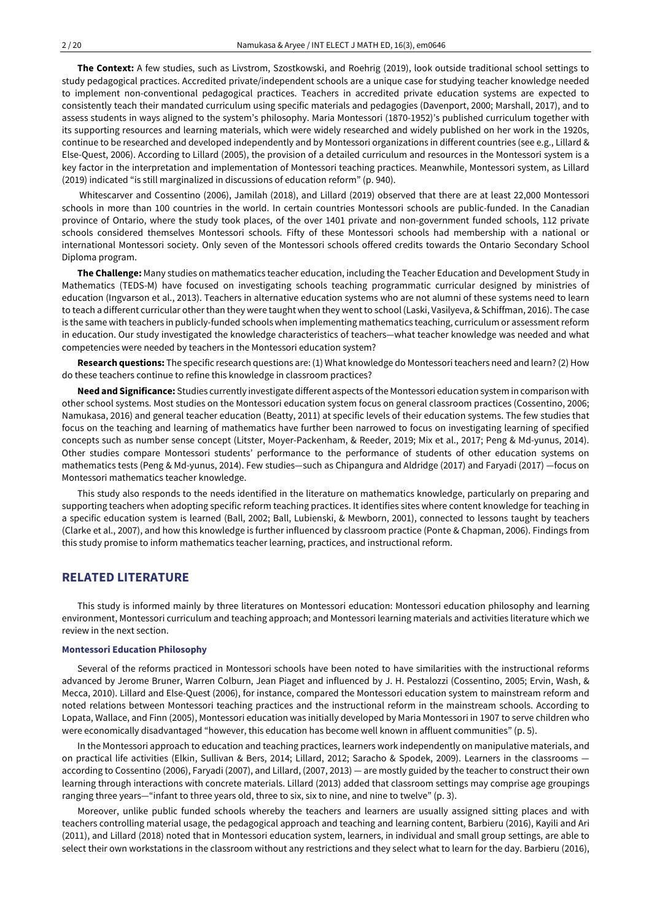**The Context:** A few studies, such as Livstrom, Szostkowski, and Roehrig (2019), look outside traditional school settings to study pedagogical practices. Accredited private/independent schools are a unique case for studying teacher knowledge needed to implement non-conventional pedagogical practices. Teachers in accredited private education systems are expected to consistently teach their mandated curriculum using specific materials and pedagogies (Davenport, 2000; Marshall, 2017), and to assess students in ways aligned to the system's philosophy. Maria Montessori (1870-1952)'s published curriculum together with its supporting resources and learning materials, which were widely researched and widely published on her work in the 1920s, continue to be researched and developed independently and by Montessori organizations in different countries (see e.g., Lillard & Else-Quest, 2006). According to Lillard (2005), the provision of a detailed curriculum and resources in the Montessori system is a key factor in the interpretation and implementation of Montessori teaching practices. Meanwhile, Montessori system, as Lillard (2019) indicated "is still marginalized in discussions of education reform" (p. 940).

Whitescarver and Cossentino (2006), Jamilah (2018), and Lillard (2019) observed that there are at least 22,000 Montessori schools in more than 100 countries in the world. In certain countries Montessori schools are public-funded. In the Canadian province of Ontario, where the study took places, of the over 1401 private and non-government funded schools, 112 private schools considered themselves Montessori schools. Fifty of these Montessori schools had membership with a national or international Montessori society. Only seven of the Montessori schools offered credits towards the Ontario Secondary School Diploma program.

**The Challenge:** Many studies on mathematics teacher education, including the Teacher Education and Development Study in Mathematics (TEDS-M) have focused on investigating schools teaching programmatic curricular designed by ministries of education (Ingvarson et al., 2013). Teachers in alternative education systems who are not alumni of these systems need to learn to teach a different curricular other than they were taught when they went to school (Laski, Vasilyeva, & Schiffman, 2016). The case is the same with teachers in publicly-funded schools when implementing mathematics teaching, curriculum or assessment reform in education. Our study investigated the knowledge characteristics of teachers—what teacher knowledge was needed and what competencies were needed by teachers in the Montessori education system?

**Research questions:** The specific research questions are: (1) What knowledge do Montessori teachers need and learn? (2) How do these teachers continue to refine this knowledge in classroom practices?

**Need and Significance:** Studies currently investigate different aspects of the Montessori education system in comparison with other school systems. Most studies on the Montessori education system focus on general classroom practices (Cossentino, 2006; Namukasa, 2016) and general teacher education (Beatty, 2011) at specific levels of their education systems. The few studies that focus on the teaching and learning of mathematics have further been narrowed to focus on investigating learning of specified concepts such as number sense concept (Litster, Moyer-Packenham, & Reeder, 2019; Mix et al., 2017; Peng & Md-yunus, 2014). Other studies compare Montessori students' performance to the performance of students of other education systems on mathematics tests (Peng & Md-yunus, 2014). Few studies—such as Chipangura and Aldridge (2017) and Faryadi (2017) —focus on Montessori mathematics teacher knowledge.

This study also responds to the needs identified in the literature on mathematics knowledge, particularly on preparing and supporting teachers when adopting specific reform teaching practices. It identifies sites where content knowledge for teaching in a specific education system is learned (Ball, 2002; Ball, Lubienski, & Mewborn, 2001), connected to lessons taught by teachers (Clarke et al., 2007), and how this knowledge is further influenced by classroom practice (Ponte & Chapman, 2006). Findings from this study promise to inform mathematics teacher learning, practices, and instructional reform.

## RELATED LITERATURE

This study is informed mainly by three literatures on Montessori education: Montessori education philosophy and learning environment, Montessori curriculum and teaching approach; and Montessori learning materials and activities literature which we review in the next section.

### Montessori Education Philosophy

Several of the reforms practiced in Montessori schools have been noted to have similarities with the instructional reforms advanced by Jerome Bruner, Warren Colburn, Jean Piaget and influenced by J. H. Pestalozzi (Cossentino, 2005; Ervin, Wash, & Mecca, 2010). Lillard and Else-Quest (2006), for instance, compared the Montessori education system to mainstream reform and noted relations between Montessori teaching practices and the instructional reform in the mainstream schools. According to Lopata, Wallace, and Finn (2005), Montessori education was initially developed by Maria Montessori in 1907 to serve children who were economically disadvantaged "however, this education has become well known in affluent communities" (p. 5).

In the Montessori approach to education and teaching practices, learners work independently on manipulative materials, and on practical life activities (Elkin, Sullivan & Bers, 2014; Lillard, 2012; Saracho & Spodek, 2009). Learners in the classrooms — according to Cossentino (2006), Faryadi (2007), and Lillard, (2007, 2013) — are mostly guided by the teacher to construct their own learning through interactions with concrete materials. Lillard (2013) added that classroom settings may comprise age groupings ranging three years—"infant to three years old, three to six, six to nine, and nine to twelve" (p. 3).

Moreover, unlike public funded schools whereby the teachers and learners are usually assigned sitting places and with teachers controlling material usage, the pedagogical approach and teaching and learning content, Barbieru (2016), Kayili and Ari (2011), and Lillard (2018) noted that in Montessori education system, learners, in individual and small group settings, are able to select their own workstations in the classroom without any restrictions and they select what to learn for the day. Barbieru (2016),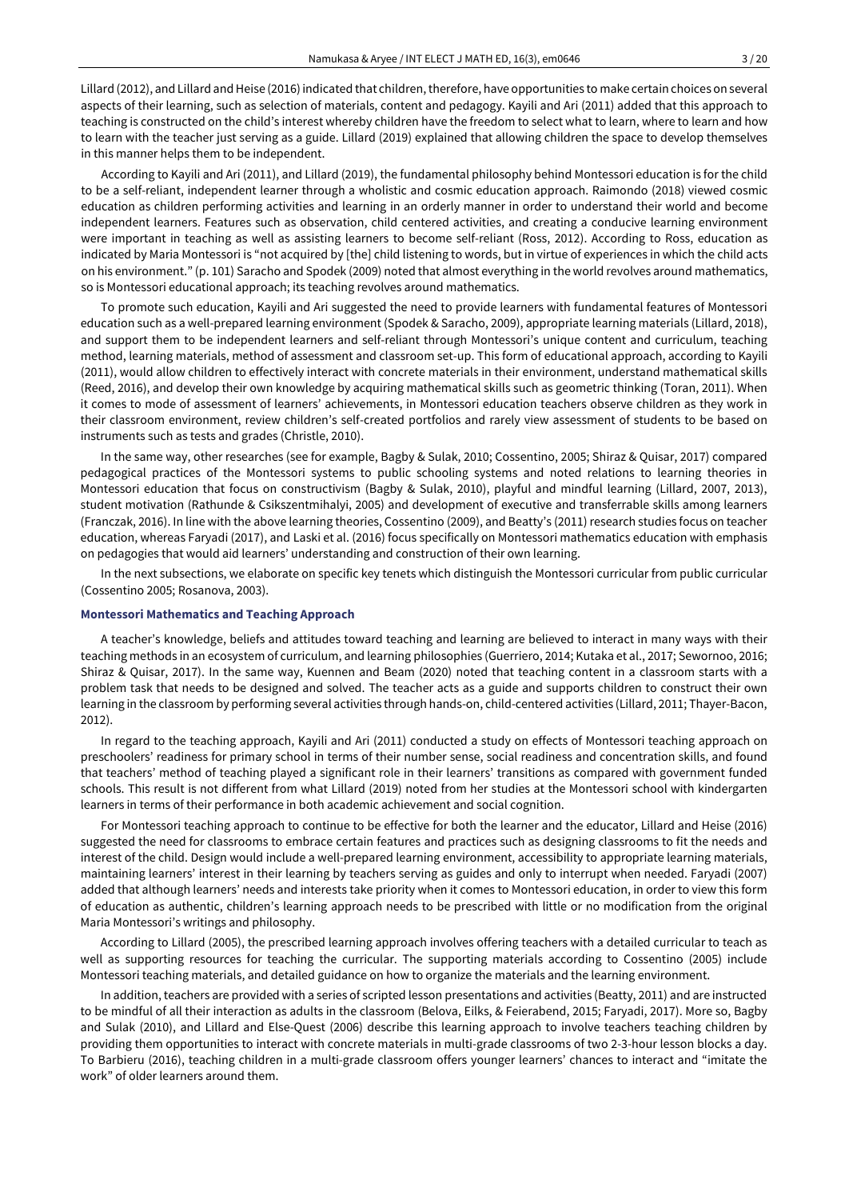Lillard (2012), and Lillard and Heise (2016) indicated that children, therefore, have opportunities to make certain choices on several aspects of their learning, such as selection of materials, content and pedagogy. Kayili and Ari (2011) added that this approach to teaching is constructed on the child's interest whereby children have the freedom to select what to learn, where to learn and how to learn with the teacher just serving as a guide. Lillard (2019) explained that allowing children the space to develop themselves in this manner helps them to be independent.

According to Kayili and Ari (2011), and Lillard (2019), the fundamental philosophy behind Montessori education is for the child to be a self-reliant, independent learner through a wholistic and cosmic education approach. Raimondo (2018) viewed cosmic education as children performing activities and learning in an orderly manner in order to understand their world and become independent learners. Features such as observation, child centered activities, and creating a conducive learning environment were important in teaching as well as assisting learners to become self-reliant (Ross, 2012). According to Ross, education as indicated by Maria Montessori is "not acquired by [the] child listening to words, but in virtue of experiences in which the child acts on his environment." (p. 101) Saracho and Spodek (2009) noted that almost everything in the world revolves around mathematics, so is Montessori educational approach; its teaching revolves around mathematics.

To promote such education, Kayili and Ari suggested the need to provide learners with fundamental features of Montessori education such as a well-prepared learning environment (Spodek & Saracho, 2009), appropriate learning materials (Lillard, 2018), and support them to be independent learners and self-reliant through Montessori's unique content and curriculum, teaching method, learning materials, method of assessment and classroom set-up. This form of educational approach, according to Kayili (2011), would allow children to effectively interact with concrete materials in their environment, understand mathematical skills (Reed, 2016), and develop their own knowledge by acquiring mathematical skills such as geometric thinking (Toran, 2011). When it comes to mode of assessment of learners' achievements, in Montessori education teachers observe children as they work in their classroom environment, review children's self-created portfolios and rarely view assessment of students to be based on instruments such as tests and grades (Christle, 2010).

In the same way, other researches (see for example, Bagby & Sulak, 2010; Cossentino, 2005; Shiraz & Quisar, 2017) compared pedagogical practices of the Montessori systems to public schooling systems and noted relations to learning theories in Montessori education that focus on constructivism (Bagby & Sulak, 2010), playful and mindful learning (Lillard, 2007, 2013), student motivation (Rathunde & Csikszentmihalyi, 2005) and development of executive and transferrable skills among learners (Franczak, 2016). In line with the above learning theories, Cossentino (2009), and Beatty's (2011) research studies focus on teacher education, whereas Faryadi (2017), and Laski et al. (2016) focus specifically on Montessori mathematics education with emphasis on pedagogies that would aid learners' understanding and construction of their own learning.

In the next subsections, we elaborate on specific key tenets which distinguish the Montessori curricular from public curricular (Cossentino 2005; Rosanova, 2003).

### Montessori Mathematics and Teaching Approach

A teacher's knowledge, beliefs and attitudes toward teaching and learning are believed to interact in many ways with their teaching methods in an ecosystem of curriculum, and learning philosophies (Guerriero, 2014; Kutaka et al., 2017; Sewornoo, 2016; Shiraz & Quisar, 2017). In the same way, Kuennen and Beam (2020) noted that teaching content in a classroom starts with a problem task that needs to be designed and solved. The teacher acts as a guide and supports children to construct their own learning in the classroom by performing several activities through hands-on, child-centered activities (Lillard, 2011; Thayer-Bacon, 2012).

In regard to the teaching approach, Kayili and Ari (2011) conducted a study on effects of Montessori teaching approach on preschoolers' readiness for primary school in terms of their number sense, social readiness and concentration skills, and found that teachers' method of teaching played a significant role in their learners' transitions as compared with government funded schools. This result is not different from what Lillard (2019) noted from her studies at the Montessori school with kindergarten learners in terms of their performance in both academic achievement and social cognition.

For Montessori teaching approach to continue to be effective for both the learner and the educator, Lillard and Heise (2016) suggested the need for classrooms to embrace certain features and practices such as designing classrooms to fit the needs and interest of the child. Design would include a well-prepared learning environment, accessibility to appropriate learning materials, maintaining learners' interest in their learning by teachers serving as guides and only to interrupt when needed. Faryadi (2007) added that although learners' needs and interests take priority when it comes to Montessori education, in order to view this form of education as authentic, children's learning approach needs to be prescribed with little or no modification from the original Maria Montessori's writings and philosophy.

According to Lillard (2005), the prescribed learning approach involves offering teachers with a detailed curricular to teach as well as supporting resources for teaching the curricular. The supporting materials according to Cossentino (2005) include Montessori teaching materials, and detailed guidance on how to organize the materials and the learning environment.

In addition, teachers are provided with a series of scripted lesson presentations and activities (Beatty, 2011) and are instructed to be mindful of all their interaction as adults in the classroom (Belova, Eilks, & Feierabend, 2015; Faryadi, 2017). More so, Bagby and Sulak (2010), and Lillard and Else-Quest (2006) describe this learning approach to involve teachers teaching children by providing them opportunities to interact with concrete materials in multi-grade classrooms of two 2-3-hour lesson blocks a day. To Barbieru (2016), teaching children in a multi-grade classroom offers younger learners' chances to interact and "imitate the work" of older learners around them.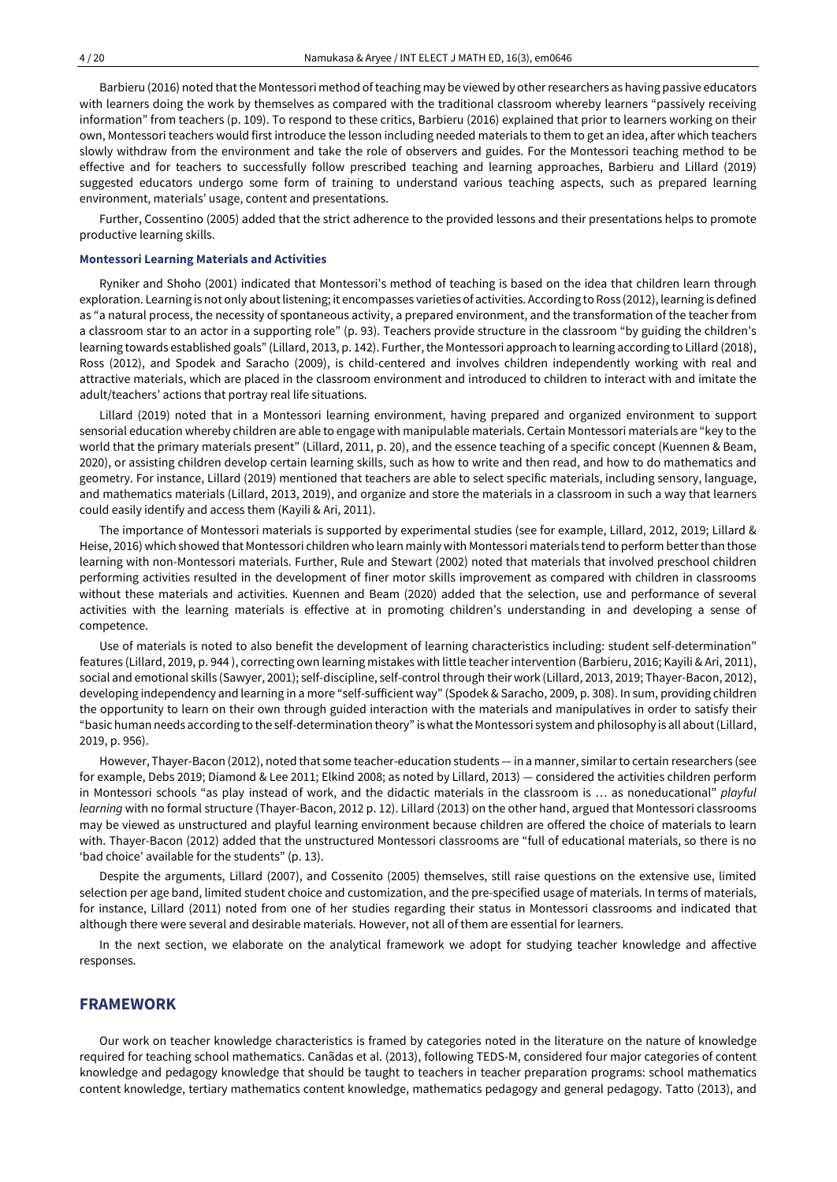Barbieru (2016) noted that the Montessori method of teaching may be viewed by other researchers as having passive educators with learners doing the work by themselves as compared with the traditional classroom whereby learners "passively receiving information" from teachers (p. 109). To respond to these critics, Barbieru (2016) explained that prior to learners working on their own, Montessori teachers would first introduce the lesson including needed materials to them to get an idea, after which teachers slowly withdraw from the environment and take the role of observers and guides. For the Montessori teaching method to be effective and for teachers to successfully follow prescribed teaching and learning approaches, Barbieru and Lillard (2019) suggested educators undergo some form of training to understand various teaching aspects, such as prepared learning environment, materials' usage, content and presentations.

Further, Cossentino (2005) added that the strict adherence to the provided lessons and their presentations helps to promote productive learning skills.

### Montessori Learning Materials and Activities

Ryniker and Shoho (2001) indicated that Montessori's method of teaching is based on the idea that children learn through exploration. Learning is not only about listening; it encompasses varieties of activities. According to Ross (2012), learning is defined as "a natural process, the necessity of spontaneous activity, a prepared environment, and the transformation of the teacher from a classroom star to an actor in a supporting role" (p. 93). Teachers provide structure in the classroom "by guiding the children's learning towards established goals" (Lillard, 2013, p. 142). Further, the Montessori approach to learning according to Lillard (2018), Ross (2012), and Spodek and Saracho (2009), is child-centered and involves children independently working with real and attractive materials, which are placed in the classroom environment and introduced to children to interact with and imitate the adult/teachers' actions that portray real life situations.

Lillard (2019) noted that in a Montessori learning environment, having prepared and organized environment to support sensorial education whereby children are able to engage with manipulable materials. Certain Montessori materials are "key to the world that the primary materials present" (Lillard, 2011, p. 20), and the essence teaching of a specific concept (Kuennen & Beam, 2020), or assisting children develop certain learning skills, such as how to write and then read, and how to do mathematics and geometry. For instance, Lillard (2019) mentioned that teachers are able to select specific materials, including sensory, language, and mathematics materials (Lillard, 2013, 2019), and organize and store the materials in a classroom in such a way that learners could easily identify and access them (Kayili & Ari, 2011).

The importance of Montessori materials is supported by experimental studies (see for example, Lillard, 2012, 2019; Lillard & Heise, 2016) which showed that Montessori children who learn mainly with Montessori materials tend to perform better than those learning with non-Montessori materials. Further, Rule and Stewart (2002) noted that materials that involved preschool children performing activities resulted in the development of finer motor skills improvement as compared with children in classrooms without these materials and activities. Kuennen and Beam (2020) added that the selection, use and performance of several activities with the learning materials is effective at in promoting children's understanding in and developing a sense of competence.

Use of materials is noted to also benefit the development of learning characteristics including: student self-determination" features (Lillard, 2019, p. 944 ), correcting own learning mistakes with little teacher intervention (Barbieru, 2016; Kayili & Ari, 2011), social and emotional skills (Sawyer, 2001); self-discipline, self-control through their work (Lillard, 2013, 2019; Thayer-Bacon, 2012), developing independency and learning in a more "self-sufficient way" (Spodek & Saracho, 2009, p. 308). In sum, providing children the opportunity to learn on their own through guided interaction with the materials and manipulatives in order to satisfy their "basic human needs according to the self-determination theory" is what the Montessori system and philosophy is all about (Lillard, 2019, p. 956).

However, Thayer-Bacon (2012), noted that some teacher-education students — in a manner, similar to certain researchers (see for example, Debs 2019; Diamond & Lee 2011; Elkind 2008; as noted by Lillard, 2013) — considered the activities children perform in Montessori schools "as play instead of work, and the didactic materials in the classroom is … as noneducational" *playful learning* with no formal structure (Thayer-Bacon, 2012 p. 12). Lillard (2013) on the other hand, argued that Montessori classrooms may be viewed as unstructured and playful learning environment because children are offered the choice of materials to learn with. Thayer-Bacon (2012) added that the unstructured Montessori classrooms are "full of educational materials, so there is no 'bad choice' available for the students" (p. 13).

Despite the arguments, Lillard (2007), and Cossenito (2005) themselves, still raise questions on the extensive use, limited selection per age band, limited student choice and customization, and the pre-specified usage of materials. In terms of materials, for instance, Lillard (2011) noted from one of her studies regarding their status in Montessori classrooms and indicated that although there were several and desirable materials. However, not all of them are essential for learners.

In the next section, we elaborate on the analytical framework we adopt for studying teacher knowledge and affective responses.

## FRAMEWORK

Our work on teacher knowledge characteristics is framed by categories noted in the literature on the nature of knowledge required for teaching school mathematics. Canãdas et al. (2013), following TEDS-M, considered four major categories of content knowledge and pedagogy knowledge that should be taught to teachers in teacher preparation programs: school mathematics content knowledge, tertiary mathematics content knowledge, mathematics pedagogy and general pedagogy. Tatto (2013), and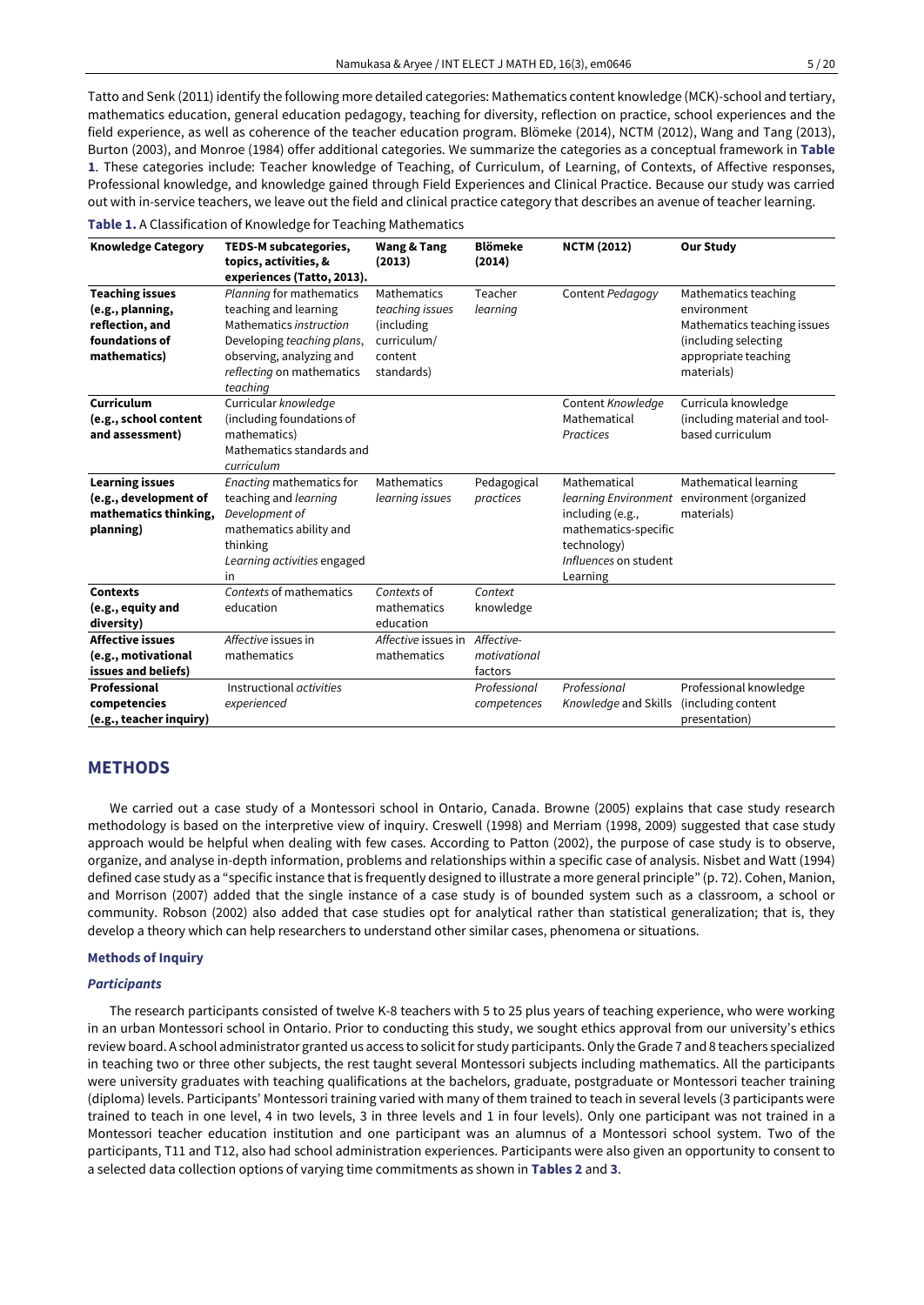Tatto and Senk (2011) identify the following more detailed categories: Mathematics content knowledge (MCK)-school and tertiary, mathematics education, general education pedagogy, teaching for diversity, reflection on practice, school experiences and the field experience, as well as coherence of the teacher education program. Blömeke (2014), NCTM (2012), Wang and Tang (2013), Burton (2003), and Monroe (1984) offer additional categories. We summarize the categories as a conceptual framework in **Table 1**. These categories include: Teacher knowledge of Teaching, of Curriculum, of Learning, of Contexts, of Affective responses, Professional knowledge, and knowledge gained through Field Experiences and Clinical Practice. Because our study was carried out with in-service teachers, we leave out the field and clinical practice category that describes an avenue of teacher learning.

**Table 1.** A Classification of Knowledge for Teaching Mathematics

| Knowledge Category | TEDS-M subcategories, topics, activities, & experiences (Tatto, 2013). | Wang & Tang (2013) | Blömeke (2014) | NCTM (2012) | Our Study |
|---|---|---|---|---|---|
| **Teaching issues (e.g., planning, reflection, and foundations of mathematics)** | *Planning* for mathematics teaching and learning<br>Mathematics *instruction*<br>Developing *teaching plans*, observing, analyzing and *reflecting* on mathematics *teaching* | Mathematics *teaching issues* (including curriculum/ content standards) | Teacher *learning* | Content *Pedagogy* | Mathematics teaching environment<br>Mathematics teaching issues (including selecting appropriate teaching materials) |
| **Curriculum (e.g., school content and assessment)** | Curricular *knowledge* (including foundations of mathematics)<br>Mathematics standards and *curriculum* | | | Content *Knowledge*<br>Mathematical *Practices* | Curricula knowledge (including material and tool-based curriculum |
| **Learning issues (e.g., development of mathematics thinking, planning)** | *Enacting* mathematics for teaching and *learning*<br>*Development of* mathematics ability and thinking<br>*Learning activities* engaged in | Mathematics *learning issues* | Pedagogical *practices* | Mathematical *learning Environment* including (e.g., mathematics-specific technology)<br>*Influences* on student Learning | Mathematical learning environment (organized materials) |
| **Contexts (e.g., equity and diversity)** | *Contexts* of mathematics education | *Contexts* of mathematics education | *Context* knowledge | | |
| **Affective issues (e.g., motivational issues and beliefs)** | *Affective* issues in mathematics | *Affective* issues in mathematics | *Affective-motivational* factors | | |
| **Professional competencies (e.g., teacher inquiry)** | Instructional *activities experienced* | | *Professional competences* | *Professional Knowledge* and Skills | Professional knowledge (including content presentation) |

## METHODS

We carried out a case study of a Montessori school in Ontario, Canada. Browne (2005) explains that case study research methodology is based on the interpretive view of inquiry. Creswell (1998) and Merriam (1998, 2009) suggested that case study approach would be helpful when dealing with few cases. According to Patton (2002), the purpose of case study is to observe, organize, and analyse in-depth information, problems and relationships within a specific case of analysis. Nisbet and Watt (1994) defined case study as a "specific instance that is frequently designed to illustrate a more general principle" (p. 72). Cohen, Manion, and Morrison (2007) added that the single instance of a case study is of bounded system such as a classroom, a school or community. Robson (2002) also added that case studies opt for analytical rather than statistical generalization; that is, they develop a theory which can help researchers to understand other similar cases, phenomena or situations.

### Methods of Inquiry

#### *Participants*

The research participants consisted of twelve K-8 teachers with 5 to 25 plus years of teaching experience, who were working in an urban Montessori school in Ontario. Prior to conducting this study, we sought ethics approval from our university's ethics review board. A school administrator granted us access to solicit for study participants. Only the Grade 7 and 8 teachers specialized in teaching two or three other subjects, the rest taught several Montessori subjects including mathematics. All the participants were university graduates with teaching qualifications at the bachelors, graduate, postgraduate or Montessori teacher training (diploma) levels. Participants' Montessori training varied with many of them trained to teach in several levels (3 participants were trained to teach in one level, 4 in two levels, 3 in three levels and 1 in four levels). Only one participant was not trained in a Montessori teacher education institution and one participant was an alumnus of a Montessori school system. Two of the participants, T11 and T12, also had school administration experiences. Participants were also given an opportunity to consent to a selected data collection options of varying time commitments as shown in **Tables 2** and **3**.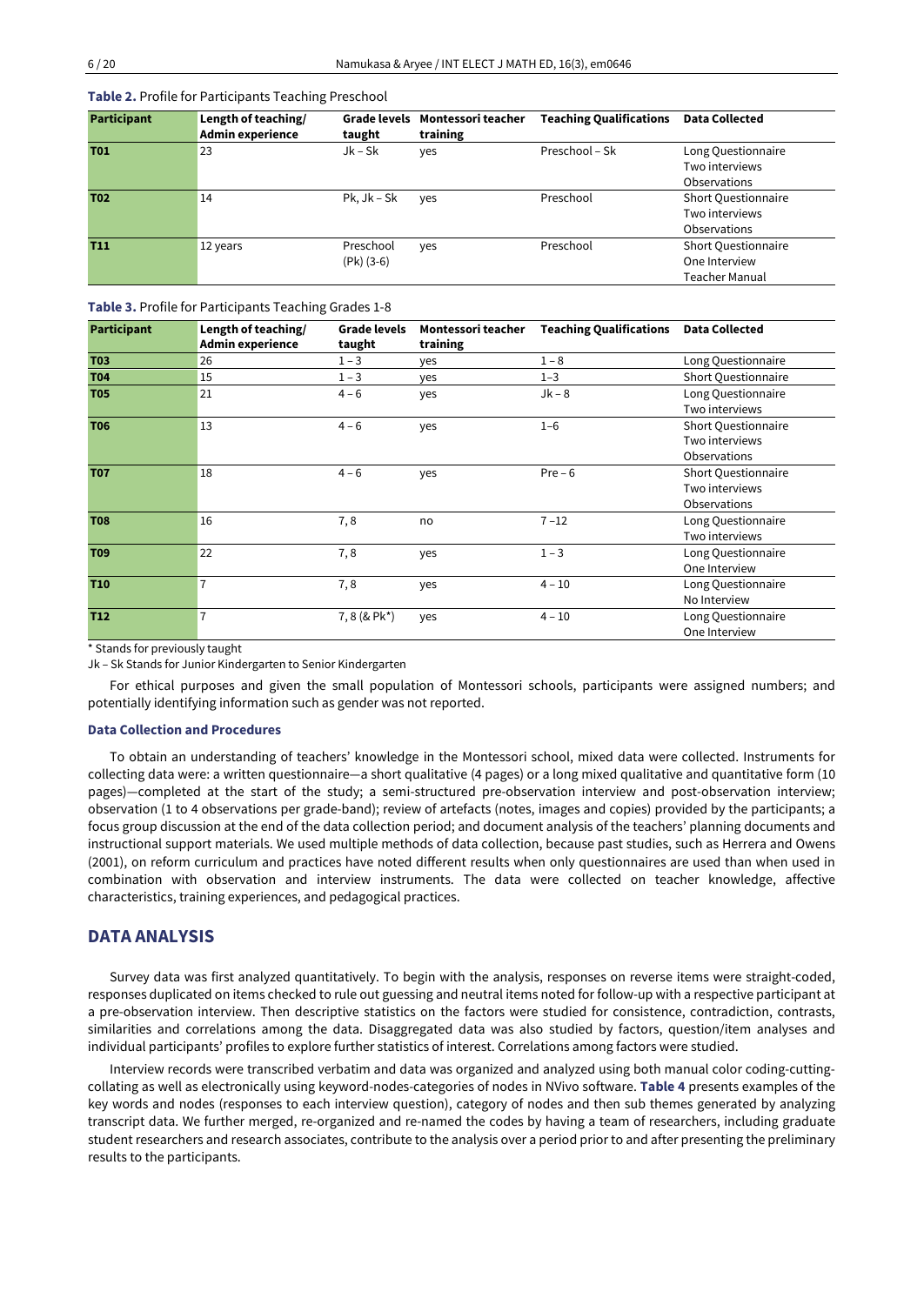**Table 2.** Profile for Participants Teaching Preschool

| Participant | Length of teaching/ Admin experience | Grade levels taught | Montessori teacher training | Teaching Qualifications | Data Collected |
|---|---|---|---|---|---|
| **T01** | 23 | Jk – Sk | yes | Preschool – Sk | Long Questionnaire<br>Two interviews<br>Observations |
| **T02** | 14 | Pk, Jk – Sk | yes | Preschool | Short Questionnaire<br>Two interviews<br>Observations |
| **T11** | 12 years | Preschool (Pk) (3-6) | yes | Preschool | Short Questionnaire<br>One Interview<br>Teacher Manual |

**Table 3.** Profile for Participants Teaching Grades 1-8

| Participant | Length of teaching/ Admin experience | Grade levels taught | Montessori teacher training | Teaching Qualifications | Data Collected |
|---|---|---|---|---|---|
| **T03** | 26 | 1 – 3 | yes | 1 – 8 | Long Questionnaire |
| **T04** | 15 | 1 – 3 | yes | 1–3 | Short Questionnaire |
| **T05** | 21 | 4 – 6 | yes | Jk – 8 | Long Questionnaire<br>Two interviews |
| **T06** | 13 | 4 – 6 | yes | 1–6 | Short Questionnaire<br>Two interviews<br>Observations |
| **T07** | 18 | 4 – 6 | yes | Pre – 6 | Short Questionnaire<br>Two interviews<br>Observations |
| **T08** | 16 | 7, 8 | no | 7 –12 | Long Questionnaire<br>Two interviews |
| **T09** | 22 | 7, 8 | yes | 1 – 3 | Long Questionnaire<br>One Interview |
| **T10** | 7 | 7, 8 | yes | 4 – 10 | Long Questionnaire<br>No Interview |
| **T12** | 7 | 7, 8 (& Pk*) | yes | 4 – 10 | Long Questionnaire<br>One Interview |

\* Stands for previously taught

Jk – Sk Stands for Junior Kindergarten to Senior Kindergarten

For ethical purposes and given the small population of Montessori schools, participants were assigned numbers; and potentially identifying information such as gender was not reported.

### Data Collection and Procedures

To obtain an understanding of teachers' knowledge in the Montessori school, mixed data were collected. Instruments for collecting data were: a written questionnaire—a short qualitative (4 pages) or a long mixed qualitative and quantitative form (10 pages)—completed at the start of the study; a semi-structured pre-observation interview and post-observation interview; observation (1 to 4 observations per grade-band); review of artefacts (notes, images and copies) provided by the participants; a focus group discussion at the end of the data collection period; and document analysis of the teachers' planning documents and instructional support materials. We used multiple methods of data collection, because past studies, such as Herrera and Owens (2001), on reform curriculum and practices have noted different results when only questionnaires are used than when used in combination with observation and interview instruments. The data were collected on teacher knowledge, affective characteristics, training experiences, and pedagogical practices.

## DATA ANALYSIS

Survey data was first analyzed quantitatively. To begin with the analysis, responses on reverse items were straight-coded, responses duplicated on items checked to rule out guessing and neutral items noted for follow-up with a respective participant at a pre-observation interview. Then descriptive statistics on the factors were studied for consistence, contradiction, contrasts, similarities and correlations among the data. Disaggregated data was also studied by factors, question/item analyses and individual participants' profiles to explore further statistics of interest. Correlations among factors were studied.

Interview records were transcribed verbatim and data was organized and analyzed using both manual color coding-cutting-collating as well as electronically using keyword-nodes-categories of nodes in NVivo software. **Table 4** presents examples of the key words and nodes (responses to each interview question), category of nodes and then sub themes generated by analyzing transcript data. We further merged, re-organized and re-named the codes by having a team of researchers, including graduate student researchers and research associates, contribute to the analysis over a period prior to and after presenting the preliminary results to the participants.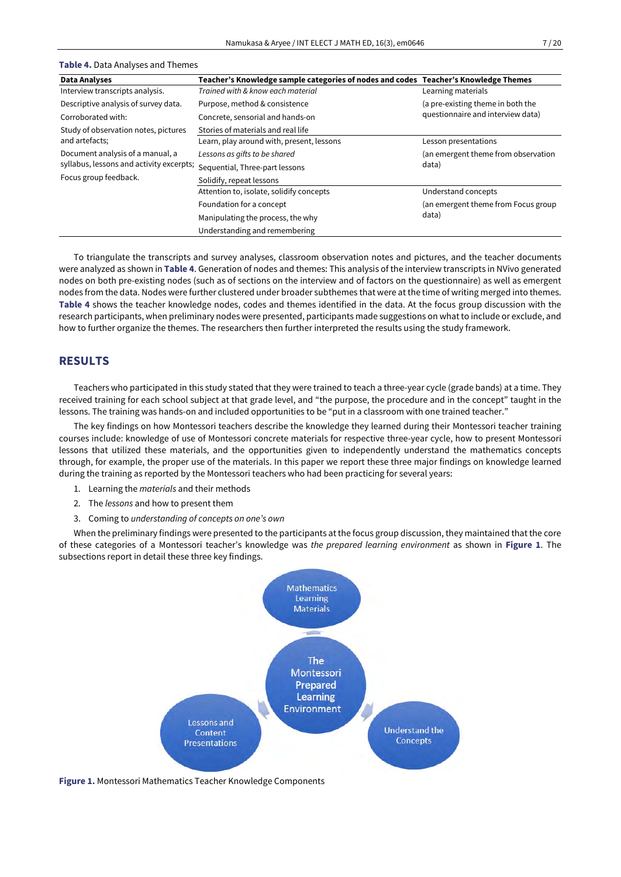**Table 4.** Data Analyses and Themes

| Data Analyses | Teacher's Knowledge sample categories of nodes and codes | Teacher's Knowledge Themes |
|---|---|---|
| Interview transcripts analysis. | *Trained with & know each material* | Learning materials |
| Descriptive analysis of survey data. | Purpose, method & consistence | (a pre-existing theme in both the questionnaire and interview data) |
| Corroborated with: | Concrete, sensorial and hands-on | |
| Study of observation notes, pictures and artefacts; | Stories of materials and real life | |
| | Learn, play around with, present, lessons | Lesson presentations |
| Document analysis of a manual, a syllabus, lessons and activity excerpts; | *Lessons as gifts to be shared* | (an emergent theme from observation data) |
| Focus group feedback. | Sequential, Three-part lessons | |
| | Solidify, repeat lessons | |
| | Attention to, isolate, solidify concepts | Understand concepts |
| | Foundation for a concept | (an emergent theme from Focus group data) |
| | Manipulating the process, the why | |
| | Understanding and remembering | |

To triangulate the transcripts and survey analyses, classroom observation notes and pictures, and the teacher documents were analyzed as shown in **Table 4**. Generation of nodes and themes: This analysis of the interview transcripts in NVivo generated nodes on both pre-existing nodes (such as of sections on the interview and of factors on the questionnaire) as well as emergent nodes from the data. Nodes were further clustered under broader subthemes that were at the time of writing merged into themes. **Table 4** shows the teacher knowledge nodes, codes and themes identified in the data. At the focus group discussion with the research participants, when preliminary nodes were presented, participants made suggestions on what to include or exclude, and how to further organize the themes. The researchers then further interpreted the results using the study framework.

## RESULTS

Teachers who participated in this study stated that they were trained to teach a three-year cycle (grade bands) at a time. They received training for each school subject at that grade level, and "the purpose, the procedure and in the concept" taught in the lessons. The training was hands-on and included opportunities to be "put in a classroom with one trained teacher."

The key findings on how Montessori teachers describe the knowledge they learned during their Montessori teacher training courses include: knowledge of use of Montessori concrete materials for respective three-year cycle, how to present Montessori lessons that utilized these materials, and the opportunities given to independently understand the mathematics concepts through, for example, the proper use of the materials. In this paper we report these three major findings on knowledge learned during the training as reported by the Montessori teachers who had been practicing for several years:

1. Learning the *materials* and their methods
2. The *lessons* and how to present them
3. Coming to *understanding of concepts on one's own*

When the preliminary findings were presented to the participants at the focus group discussion, they maintained that the core of these categories of a Montessori teacher's knowledge was *the prepared learning environment* as shown in **Figure 1**. The subsections report in detail these three key findings.

**Figure 1.** Montessori Mathematics Teacher Knowledge Components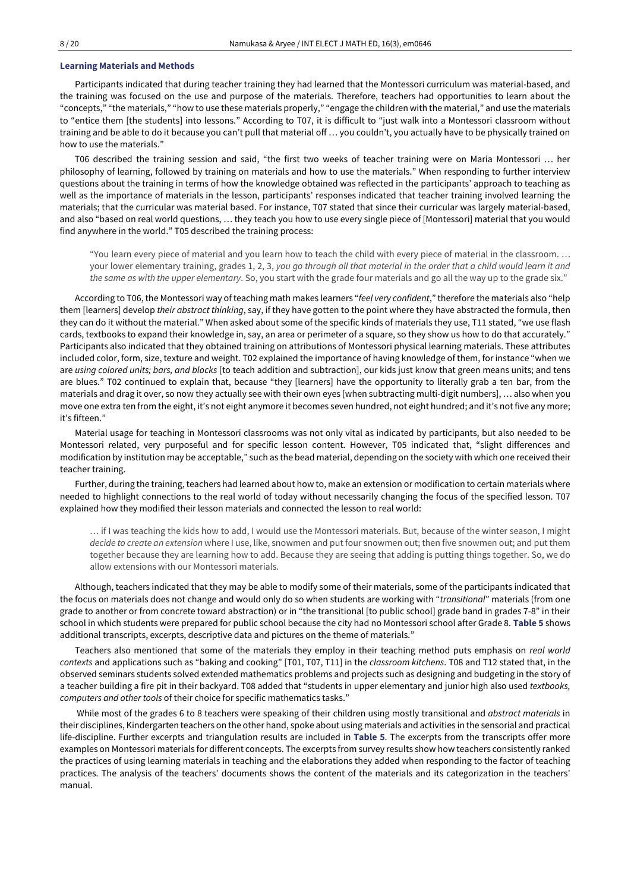### **Learning Materials and Methods**

Participants indicated that during teacher training they had learned that the Montessori curriculum was material-based, and the training was focused on the use and purpose of the materials. Therefore, teachers had opportunities to learn about the "concepts," "the materials," "how to use these materials properly," "engage the children with the material," and use the materials to "entice them [the students] into lessons." According to T07, it is difficult to "just walk into a Montessori classroom without training and be able to do it because you can't pull that material off … you couldn't, you actually have to be physically trained on how to use the materials."

T06 described the training session and said, "the first two weeks of teacher training were on Maria Montessori … her philosophy of learning, followed by training on materials and how to use the materials." When responding to further interview questions about the training in terms of how the knowledge obtained was reflected in the participants' approach to teaching as well as the importance of materials in the lesson, participants' responses indicated that teacher training involved learning the materials; that the curricular was material based. For instance, T07 stated that since their curricular was largely material-based, and also "based on real world questions, … they teach you how to use every single piece of [Montessori] material that you would find anywhere in the world." T05 described the training process:

> "You learn every piece of material and you learn how to teach the child with every piece of material in the classroom. … your lower elementary training, grades 1, 2, 3, *you go through all that material in the order that a child would learn it and the same as with the upper elementary*. So, you start with the grade four materials and go all the way up to the grade six."

According to T06, the Montessori way of teaching math makes learners "*feel very confident*," therefore the materials also "help them [learners] develop *their abstract thinking*, say, if they have gotten to the point where they have abstracted the formula, then they can do it without the material." When asked about some of the specific kinds of materials they use, T11 stated, "we use flash cards, textbooks to expand their knowledge in, say, an area or perimeter of a square, so they show us how to do that accurately." Participants also indicated that they obtained training on attributions of Montessori physical learning materials. These attributes included color, form, size, texture and weight. T02 explained the importance of having knowledge of them, for instance "when we are *using colored units; bars, and blocks* [to teach addition and subtraction], our kids just know that green means units; and tens are blues." T02 continued to explain that, because "they [learners] have the opportunity to literally grab a ten bar, from the materials and drag it over, so now they actually see with their own eyes [when subtracting multi-digit numbers], … also when you move one extra ten from the eight, it's not eight anymore it becomes seven hundred, not eight hundred; and it's not five any more; it's fifteen."

Material usage for teaching in Montessori classrooms was not only vital as indicated by participants, but also needed to be Montessori related, very purposeful and for specific lesson content. However, T05 indicated that, "slight differences and modification by institution may be acceptable," such as the bead material, depending on the society with which one received their teacher training.

Further, during the training, teachers had learned about how to, make an extension or modification to certain materials where needed to highlight connections to the real world of today without necessarily changing the focus of the specified lesson. T07 explained how they modified their lesson materials and connected the lesson to real world:

> … if I was teaching the kids how to add, I would use the Montessori materials. But, because of the winter season, I might *decide to create an extension* where I use, like, snowmen and put four snowmen out; then five snowmen out; and put them together because they are learning how to add. Because they are seeing that adding is putting things together. So, we do allow extensions with our Montessori materials.

Although, teachers indicated that they may be able to modify some of their materials, some of the participants indicated that the focus on materials does not change and would only do so when students are working with "*transitional*" materials (from one grade to another or from concrete toward abstraction) or in "the transitional [to public school] grade band in grades 7-8" in their school in which students were prepared for public school because the city had no Montessori school after Grade 8. **Table 5** shows additional transcripts, excerpts, descriptive data and pictures on the theme of materials."

Teachers also mentioned that some of the materials they employ in their teaching method puts emphasis on *real world contexts* and applications such as "baking and cooking" [T01, T07, T11] in the *classroom kitchens*. T08 and T12 stated that, in the observed seminars students solved extended mathematics problems and projects such as designing and budgeting in the story of a teacher building a fire pit in their backyard. T08 added that "students in upper elementary and junior high also used *textbooks, computers and other tools* of their choice for specific mathematics tasks."

While most of the grades 6 to 8 teachers were speaking of their children using mostly transitional and *abstract materials* in their disciplines, Kindergarten teachers on the other hand, spoke about using materials and activities in the sensorial and practical life-discipline. Further excerpts and triangulation results are included in **Table 5**. The excerpts from the transcripts offer more examples on Montessori materials for different concepts. The excerpts from survey results show how teachers consistently ranked the practices of using learning materials in teaching and the elaborations they added when responding to the factor of teaching practices. The analysis of the teachers' documents shows the content of the materials and its categorization in the teachers' manual.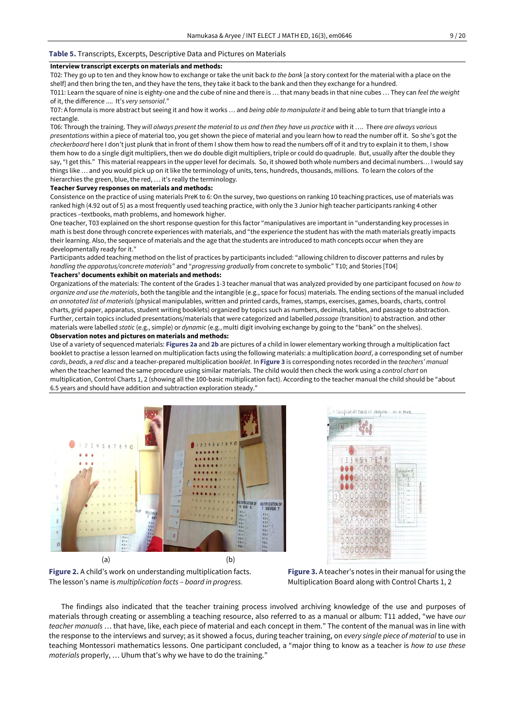**Table 5.** Transcripts, Excerpts, Descriptive Data and Pictures on Materials

**Interview transcript excerpts on materials and methods:**

T02: They go up to ten and they know how to exchange or take the unit back *to the bank* [a story context for the material with a place on the shelf] and then bring the ten, and they have the tens, they take it back to the bank and then they exchange for a hundred.

T011: Learn the square of nine is eighty-one and the cube of nine and there is … that many beads in that nine cubes … They can *feel the weight* of it, the difference .... It's *very sensorial*."

T07: A formula is more abstract but seeing it and how it works … and *being able to manipulate it* and being able to turn that triangle into a rectangle.

T06: Through the training. They *will always present the material to us and then they have us practice* with it …. There *are always various presentations* within a piece of material too, you get shown the piece of material and you learn how to read the number off it. So she's got the *checkerboard* here I don't just plunk that in front of them I show them how to read the numbers off of it and try to explain it to them, I show them how to do a single digit multipliers, then we do double digit multipliers, triple or could do quadruple. But, usually after the double they say, "I get this." This material reappears in the upper level for decimals. So, it showed both whole numbers and decimal numbers… I would say things like … and you would pick up on it like the terminology of units, tens, hundreds, thousands, millions. To learn the colors of the hierarchies the green, blue, the red, … it's really the terminology.

**Teacher Survey responses on materials and methods:**

Consistence on the practice of using materials PreK to 6: On the survey, two questions on ranking 10 teaching practices, use of materials was ranked high (4.92 out of 5) as a most frequently used teaching practice, with only the 3 Junior high teacher participants ranking 4 other practices –textbooks, math problems, and homework higher.

One teacher, T03 explained on the short response question for this factor "manipulatives are important in "understanding key processes in math is best done through concrete experiences with materials, and "the experience the student has with the math materials greatly impacts their learning. Also, the sequence of materials and the age that the students are introduced to math concepts occur when they are developmentally ready for it."

Participants added teaching method on the list of practices by participants included: "allowing children to discover patterns and rules by *handling the apparatus/concrete materials*" and "*progressing gradually* from concrete to symbolic" T10; and Stories [T04]

**Teachers' documents exhibit on materials and methods:**

Organizations of the materials: The content of the Grades 1-3 teacher manual that was analyzed provided by one participant focused on *how to organize and use the materials*, both the tangible and the intangible (e.g., space for focus) materials. The ending sections of the manual included *an annotated list of materials* (physical manipulables, written and printed cards, frames, stamps, exercises, games, boards, charts, control charts, grid paper, apparatus, student writing booklets) organized by topics such as numbers, decimals, tables, and passage to abstraction. Further, certain topics included presentations/materials that were categorized and labelled *passage* (transition) to abstraction. and other materials were labelled *static* (e.g., simple) or *dynamic* (e.g., multi digit involving exchange by going to the "bank" on the shelves).

**Observation notes and pictures on materials and methods:**

Use of a variety of sequenced materials: **Figures 2a** and **2b** are pictures of a child in lower elementary working through a multiplication fact booklet to practise a lesson learned on multiplication facts using the following materials: a multiplication *board*, a corresponding set of number *cards*, *beads*, a *red disc* and a teacher-prepared multiplication *booklet*. In **Figure 3** is corresponding notes recorded in the *teachers' manual* when the teacher learned the same procedure using similar materials. The child would then check the work using a *control chart* on multiplication, Control Charts 1, 2 (showing all the 100-basic multiplication fact). According to the teacher manual the child should be "about 6.5 years and should have addition and subtraction exploration steady."

**Figure 2.** A child's work on understanding multiplication facts. The lesson's name is *multiplication facts – board in progress.*

**Figure 3.** A teacher's notes in their manual for using the Multiplication Board along with Control Charts 1, 2

The findings also indicated that the teacher training process involved archiving knowledge of the use and purposes of materials through creating or assembling a teaching resource, also referred to as a manual or album: T11 added, "we have *our teacher manuals* … that have, like, each piece of material and each concept in them." The content of the manual was in line with the response to the interviews and survey; as it showed a focus, during teacher training, on *every single piece of material* to use in teaching Montessori mathematics lessons. One participant concluded, a "major thing to know as a teacher is *how to use these materials* properly, … Uhum that's why we have to do the training."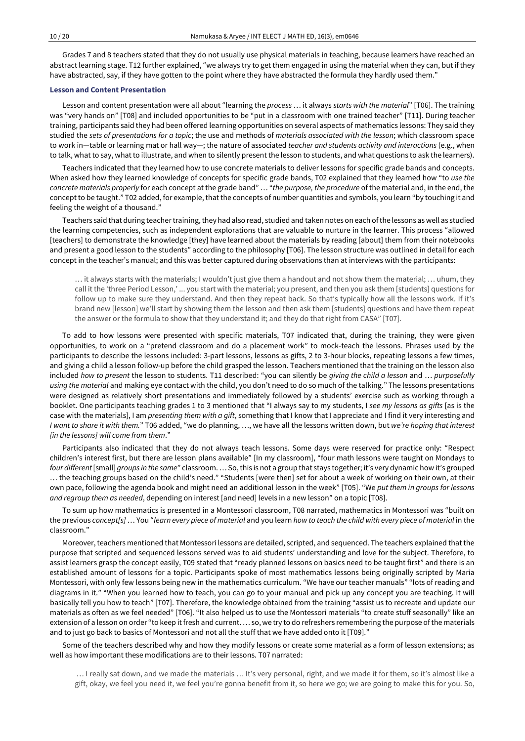Grades 7 and 8 teachers stated that they do not usually use physical materials in teaching, because learners have reached an abstract learning stage. T12 further explained, "we always try to get them engaged in using the material when they can, but if they have abstracted, say, if they have gotten to the point where they have abstracted the formula they hardly used them."

### Lesson and Content Presentation

Lesson and content presentation were all about "learning the *process* … it always *starts with the material*" [T06]. The training was "very hands on" [T08] and included opportunities to be "put in a classroom with one trained teacher" [T11]. During teacher training, participants said they had been offered learning opportunities on several aspects of mathematics lessons: They said they studied the *sets of presentations for a topic*; the use and methods of *materials associated with the lesson*; which classroom space to work in—table or learning mat or hall way—; the nature of associated *teacher and students activity and interactions* (e.g., when to talk, what to say, what to illustrate, and when to silently present the lesson to students, and what questions to ask the learners).

Teachers indicated that they learned how to use concrete materials to deliver lessons for specific grade bands and concepts. When asked how they learned knowledge of concepts for specific grade bands, T02 explained that they learned how "to *use the concrete materials properly* for each concept at the grade band" … "*the purpose, the procedure* of the material and, in the end, the concept to be taught." T02 added, for example, that the concepts of number quantities and symbols, you learn "by touching it and feeling the weight of a thousand."

Teachers said that during teacher training, they had also read, studied and taken notes on each of the lessons as well as studied the learning competencies, such as independent explorations that are valuable to nurture in the learner. This process "allowed [teachers] to demonstrate the knowledge [they] have learned about the materials by reading [about] them from their notebooks and present a good lesson to the students" according to the philosophy [T06]. The lesson structure was outlined in detail for each concept in the teacher's manual; and this was better captured during observations than at interviews with the participants:

> … it always starts with the materials; I wouldn't just give them a handout and not show them the material; … uhum, they call it the 'three Period Lesson,' ... you start with the material; you present, and then you ask them [students] questions for follow up to make sure they understand. And then they repeat back. So that's typically how all the lessons work. If it's brand new [lesson] we'll start by showing them the lesson and then ask them [students] questions and have them repeat the answer or the formula to show that they understand it; and they do that right from CASA" [T07].

To add to how lessons were presented with specific materials, T07 indicated that, during the training, they were given opportunities, to work on a "pretend classroom and do a placement work" to mock-teach the lessons. Phrases used by the participants to describe the lessons included: 3-part lessons, lessons as gifts, 2 to 3-hour blocks, repeating lessons a few times, and giving a child a lesson follow-up before the child grasped the lesson. Teachers mentioned that the training on the lesson also included *how to present* the lesson to students. T11 described: "you can silently be *giving the child a lesson* and … *purposefully using the material* and making eye contact with the child, you don't need to do so much of the talking." The lessons presentations were designed as relatively short presentations and immediately followed by a students' exercise such as working through a booklet. One participants teaching grades 1 to 3 mentioned that "I always say to my students, I *see my lessons as gifts* [as is the case with the materials], I am *presenting them with a gift*, something that I know that I appreciate and I find it very interesting and *I want to share it with them.*" T06 added, "we do planning, …, we have all the lessons written down, but *we're hoping that interest [in the lessons] will come from them*."

Participants also indicated that they do not always teach lessons. Some days were reserved for practice only: "Respect children's interest first, but there are lesson plans available" [In my classroom], "four math lessons were taught on Mondays to *four different* [small] *groups in the same*" classroom. … So, this is not a group that stays together; it's very dynamic how it's grouped … the teaching groups based on the child's need." "Students [were then] set for about a week of working on their own, at their own pace, following the agenda book and might need an additional lesson in the week" [T05]. "We *put them in groups for lessons and regroup them as needed*, depending on interest [and need] levels in a new lesson" on a topic [T08].

To sum up how mathematics is presented in a Montessori classroom, T08 narrated, mathematics in Montessori was "built on the previous *concept[s]* … You "*learn every piece of material* and you learn *how to teach the child with every piece of material* in the classroom."

Moreover, teachers mentioned that Montessori lessons are detailed, scripted, and sequenced. The teachers explained that the purpose that scripted and sequenced lessons served was to aid students' understanding and love for the subject. Therefore, to assist learners grasp the concept easily, T09 stated that "ready planned lessons on basics need to be taught first" and there is an established amount of lessons for a topic. Participants spoke of most mathematics lessons being originally scripted by Maria Montessori, with only few lessons being new in the mathematics curriculum. "We have our teacher manuals" "lots of reading and diagrams in it." "When you learned how to teach, you can go to your manual and pick up any concept you are teaching. It will basically tell you how to teach" [T07]. Therefore, the knowledge obtained from the training "assist us to recreate and update our materials as often as we feel needed" [T06]. "It also helped us to use the Montessori materials "to create stuff seasonally" like an extension of a lesson on order "to keep it fresh and current. … so, we try to do refreshers remembering the purpose of the materials and to just go back to basics of Montessori and not all the stuff that we have added onto it [T09]."

Some of the teachers described why and how they modify lessons or create some material as a form of lesson extensions; as well as how important these modifications are to their lessons. T07 narrated:

> … I really sat down, and we made the materials … It's very personal, right, and we made it for them, so it's almost like a gift, okay, we feel you need it, we feel you're gonna benefit from it, so here we go; we are going to make this for you. So,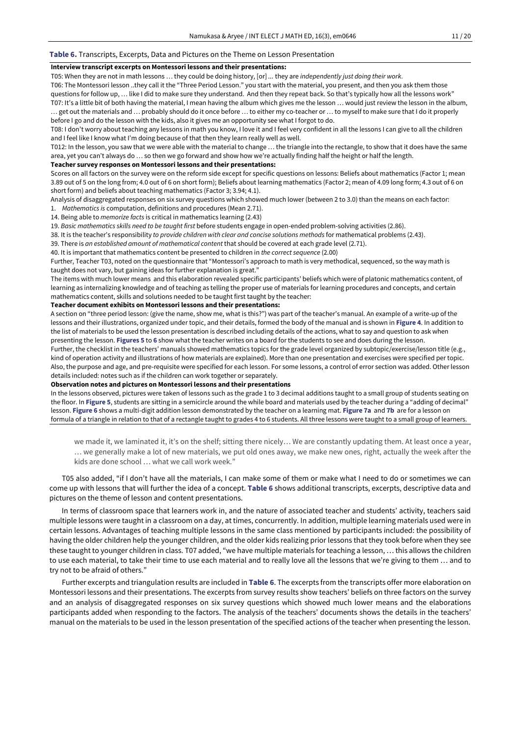**Table 6.** Transcripts, Excerpts, Data and Pictures on the Theme on Lesson Presentation

**Interview transcript excerpts on Montessori lessons and their presentations:**

T05: When they are not in math lessons … they could be doing history, [or] ... they are *independently just doing their work*.

T06: The Montessori lesson ..they call it the "Three Period Lesson." you start with the material, you present, and then you ask them those questions for follow up, … like I did to make sure they understand. And then they repeat back. So that's typically how all the lessons work"

T07: It's a little bit of both having the material, I mean having the album which gives me the lesson … would just review the lesson in the album, … get out the materials and … probably should do it once before … to either my co-teacher or … to myself to make sure that I do it properly before I go and do the lesson with the kids, also it gives me an opportunity see what I forgot to do.

T08: I don't worry about teaching any lessons in math you know, I love it and I feel very confident in all the lessons I can give to all the children and I feel like I know what I'm doing because of that then they learn really well as well.

T012: In the lesson, you saw that we were able with the material to change … the triangle into the rectangle, to show that it does have the same area, yet you can't always do … so then we go forward and show how we're actually finding half the height or half the length.

**Teacher survey responses on Montessori lessons and their presentations:**

Scores on all factors on the survey were on the reform side except for specific questions on lessons: Beliefs about mathematics (Factor 1; mean 3.89 out of 5 on the long from; 4.0 out of 6 on short form); Beliefs about learning mathematics (Factor 2; mean of 4.09 long form; 4.3 out of 6 on short form) and beliefs about teaching mathematics (Factor 3; 3.94; 4.1).

Analysis of disaggregated responses on six survey questions which showed much lower (between 2 to 3.0) than the means on each factor:

1. *Mathematics is* computation, definitions and procedures (Mean 2.71).

14. Being able to *memorize facts* is critical in mathematics learning (2.43)

19. *Basic mathematics skills need to be taught first* before students engage in open-ended problem-solving activities (2.86).

38. It is the teacher's responsibility *to provide children with clear and concise solutions methods* for mathematical problems (2.43).

39. There is *an established amount of mathematical content* that should be covered at each grade level (2.71).

40. It is important that mathematics content be presented to children in *the correct sequence* (2.00)

Further, Teacher T03, noted on the questionnaire that "Montessori's approach to math is very methodical, sequenced, so the way math is taught does not vary, but gaining ideas for further explanation is great."

The items with much lower means and this elaboration revealed specific participants' beliefs which were of platonic mathematics content, of learning as internalizing knowledge and of teaching as telling the proper use of materials for learning procedures and concepts, and certain mathematics content, skills and solutions needed to be taught first taught by the teacher:

**Teacher document exhibits on Montessori lessons and their presentations:**

A section on "three period lesson: (give the name, show me, what is this?") was part of the teacher's manual. An example of a write-up of the lessons and their illustrations, organized under topic, and their details, formed the body of the manual and is shown in **Figure 4**. In addition to the list of materials to be used the lesson presentation is described including details of the actions, what to say and question to ask when presenting the lesson. **Figures 5** to **6** show what the teacher writes on a board for the students to see and does during the lesson.

Further, the checklist in the teachers' manuals showed mathematics topics for the grade level organized by subtopic/exercise/lesson title (e.g., kind of operation activity and illustrations of how materials are explained). More than one presentation and exercises were specified per topic. Also, the purpose and age, and pre-requisite were specified for each lesson. For some lessons, a control of error section was added. Other lesson details included: notes such as if the children can work together or separately.

**Observation notes and pictures on Montessori lessons and their presentations**

In the lessons observed, pictures were taken of lessons such as the grade 1 to 3 decimal additions taught to a small group of students seating on the floor. In **Figure 5**, students are sitting in a semicircle around the while board and materials used by the teacher during a "adding of decimal" lesson. **Figure 6** shows a multi-digit addition lesson demonstrated by the teacher on a learning mat. **Figure 7a** and **7b** are for a lesson on formula of a triangle in relation to that of a rectangle taught to grades 4 to 6 students. All three lessons were taught to a small group of learners.

> we made it, we laminated it, it's on the shelf; sitting there nicely… We are constantly updating them. At least once a year, … we generally make a lot of new materials, we put old ones away, we make new ones, right, actually the week after the kids are done school … what we call work week."

T05 also added, "if I don't have all the materials, I can make some of them or make what I need to do or sometimes we can come up with lessons that will further the idea of a concept. **Table 6** shows additional transcripts, excerpts, descriptive data and pictures on the theme of lesson and content presentations.

In terms of classroom space that learners work in, and the nature of associated teacher and students' activity, teachers said multiple lessons were taught in a classroom on a day, at times, concurrently. In addition, multiple learning materials used were in certain lessons. Advantages of teaching multiple lessons in the same class mentioned by participants included: the possibility of having the older children help the younger children, and the older kids realizing prior lessons that they took before when they see these taught to younger children in class. T07 added, "we have multiple materials for teaching a lesson, … this allows the children to use each material, to take their time to use each material and to really love all the lessons that we're giving to them … and to try not to be afraid of others."

Further excerpts and triangulation results are included in **Table 6**. The excerpts from the transcripts offer more elaboration on Montessori lessons and their presentations. The excerpts from survey results show teachers' beliefs on three factors on the survey and an analysis of disaggregated responses on six survey questions which showed much lower means and the elaborations participants added when responding to the factors. The analysis of the teachers' documents shows the details in the teachers' manual on the materials to be used in the lesson presentation of the specified actions of the teacher when presenting the lesson.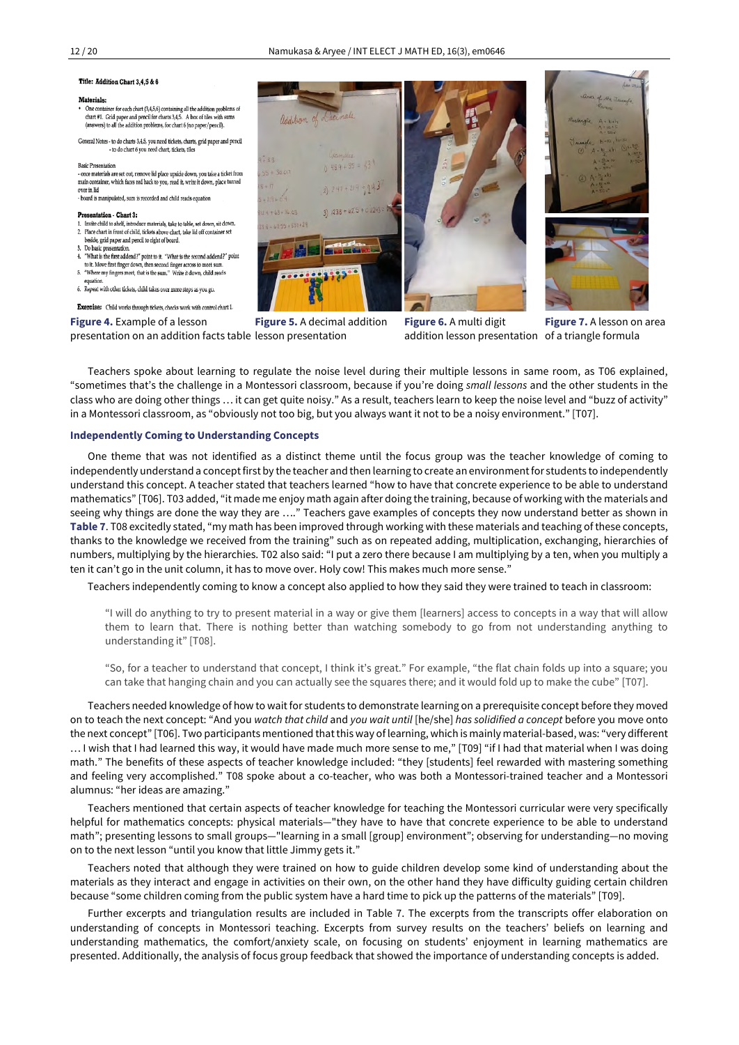Figure 4. Example of a lesson presentation on an addition facts table

Figure 5. A decimal addition lesson presentation

Figure 6. A multi digit addition lesson presentation

Figure 7. A lesson on area of a triangle formula

Teachers spoke about learning to regulate the noise level during their multiple lessons in same room, as T06 explained, "sometimes that's the challenge in a Montessori classroom, because if you're doing *small lessons* and the other students in the class who are doing other things … it can get quite noisy." As a result, teachers learn to keep the noise level and "buzz of activity" in a Montessori classroom, as "obviously not too big, but you always want it not to be a noisy environment." [T07].

### Independently Coming to Understanding Concepts

One theme that was not identified as a distinct theme until the focus group was the teacher knowledge of coming to independently understand a concept first by the teacher and then learning to create an environment for students to independently understand this concept. A teacher stated that teachers learned "how to have that concrete experience to be able to understand mathematics" [T06]. T03 added, "it made me enjoy math again after doing the training, because of working with the materials and seeing why things are done the way they are …." Teachers gave examples of concepts they now understand better as shown in **Table 7**. T08 excitedly stated, "my math has been improved through working with these materials and teaching of these concepts, thanks to the knowledge we received from the training" such as on repeated adding, multiplication, exchanging, hierarchies of numbers, multiplying by the hierarchies. T02 also said: "I put a zero there because I am multiplying by a ten, when you multiply a ten it can't go in the unit column, it has to move over. Holy cow! This makes much more sense."

Teachers independently coming to know a concept also applied to how they said they were trained to teach in classroom:

> "I will do anything to try to present material in a way or give them [learners] access to concepts in a way that will allow them to learn that. There is nothing better than watching somebody to go from not understanding anything to understanding it" [T08].

> "So, for a teacher to understand that concept, I think it's great." For example, "the flat chain folds up into a square; you can take that hanging chain and you can actually see the squares there; and it would fold up to make the cube" [T07].

Teachers needed knowledge of how to wait for students to demonstrate learning on a prerequisite concept before they moved on to teach the next concept: "And you *watch that child* and *you wait until* [he/she] *has solidified a concept* before you move onto the next concept" [T06]. Two participants mentioned that this way of learning, which is mainly material-based, was: "very different … I wish that I had learned this way, it would have made much more sense to me," [T09] "if I had that material when I was doing math." The benefits of these aspects of teacher knowledge included: "they [students] feel rewarded with mastering something and feeling very accomplished." T08 spoke about a co-teacher, who was both a Montessori-trained teacher and a Montessori alumnus: "her ideas are amazing."

Teachers mentioned that certain aspects of teacher knowledge for teaching the Montessori curricular were very specifically helpful for mathematics concepts: physical materials—"they have to have that concrete experience to be able to understand math"; presenting lessons to small groups—"learning in a small [group] environment"; observing for understanding—no moving on to the next lesson "until you know that little Jimmy gets it."

Teachers noted that although they were trained on how to guide children develop some kind of understanding about the materials as they interact and engage in activities on their own, on the other hand they have difficulty guiding certain children because "some children coming from the public system have a hard time to pick up the patterns of the materials" [T09].

Further excerpts and triangulation results are included in Table 7. The excerpts from the transcripts offer elaboration on understanding of concepts in Montessori teaching. Excerpts from survey results on the teachers' beliefs on learning and understanding mathematics, the comfort/anxiety scale, on focusing on students' enjoyment in learning mathematics are presented. Additionally, the analysis of focus group feedback that showed the importance of understanding concepts is added.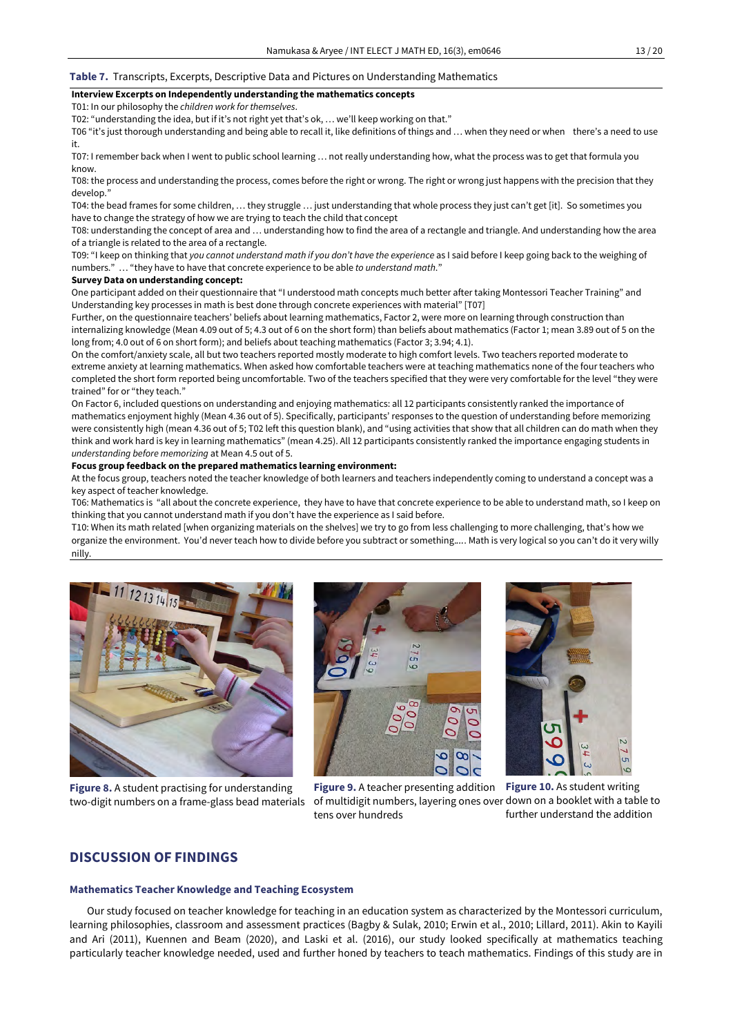**Table 7.** Transcripts, Excerpts, Descriptive Data and Pictures on Understanding Mathematics

**Interview Excerpts on Independently understanding the mathematics concepts**

T01: In our philosophy the *children work for themselves*.

T02: "understanding the idea, but if it's not right yet that's ok, … we'll keep working on that."

T06 "it's just thorough understanding and being able to recall it, like definitions of things and … when they need or when there's a need to use it.

T07: I remember back when I went to public school learning … not really understanding how, what the process was to get that formula you know.

T08: the process and understanding the process, comes before the right or wrong. The right or wrong just happens with the precision that they develop."

T04: the bead frames for some children, … they struggle … just understanding that whole process they just can't get [it]. So sometimes you have to change the strategy of how we are trying to teach the child that concept

T08: understanding the concept of area and … understanding how to find the area of a rectangle and triangle. And understanding how the area of a triangle is related to the area of a rectangle.

T09: "I keep on thinking that *you cannot understand math if you don't have the experience* as I said before I keep going back to the weighing of numbers." … "they have to have that concrete experience to be able *to understand math*."

**Survey Data on understanding concept:**

One participant added on their questionnaire that "I understood math concepts much better after taking Montessori Teacher Training" and Understanding key processes in math is best done through concrete experiences with material" [T07]

Further, on the questionnaire teachers' beliefs about learning mathematics, Factor 2, were more on learning through construction than internalizing knowledge (Mean 4.09 out of 5; 4.3 out of 6 on the short form) than beliefs about mathematics (Factor 1; mean 3.89 out of 5 on the long from; 4.0 out of 6 on short form); and beliefs about teaching mathematics (Factor 3; 3.94; 4.1).

On the comfort/anxiety scale, all but two teachers reported mostly moderate to high comfort levels. Two teachers reported moderate to extreme anxiety at learning mathematics. When asked how comfortable teachers were at teaching mathematics none of the four teachers who completed the short form reported being uncomfortable. Two of the teachers specified that they were very comfortable for the level "they were trained" for or "they teach."

On Factor 6, included questions on understanding and enjoying mathematics: all 12 participants consistently ranked the importance of mathematics enjoyment highly (Mean 4.36 out of 5). Specifically, participants' responses to the question of understanding before memorizing were consistently high (mean 4.36 out of 5; T02 left this question blank), and "using activities that show that all children can do math when they think and work hard is key in learning mathematics" (mean 4.25). All 12 participants consistently ranked the importance engaging students in *understanding before memorizing* at Mean 4.5 out of 5.

**Focus group feedback on the prepared mathematics learning environment:**

At the focus group, teachers noted the teacher knowledge of both learners and teachers independently coming to understand a concept was a key aspect of teacher knowledge.

T06: Mathematics is "all about the concrete experience, they have to have that concrete experience to be able to understand math, so I keep on thinking that you cannot understand math if you don't have the experience as I said before.

T10: When its math related [when organizing materials on the shelves] we try to go from less challenging to more challenging, that's how we organize the environment. You'd never teach how to divide before you subtract or something..... Math is very logical so you can't do it very willy nilly.

**Figure 8.** A student practising for understanding two-digit numbers on a frame-glass bead materials

**Figure 9.** A teacher presenting addition of multidigit numbers, layering ones over tens over hundreds

**Figure 10.** As student writing down on a booklet with a table to further understand the addition

## DISCUSSION OF FINDINGS

### Mathematics Teacher Knowledge and Teaching Ecosystem

Our study focused on teacher knowledge for teaching in an education system as characterized by the Montessori curriculum, learning philosophies, classroom and assessment practices (Bagby & Sulak, 2010; Erwin et al., 2010; Lillard, 2011). Akin to Kayili and Ari (2011), Kuennen and Beam (2020), and Laski et al. (2016), our study looked specifically at mathematics teaching particularly teacher knowledge needed, used and further honed by teachers to teach mathematics. Findings of this study are in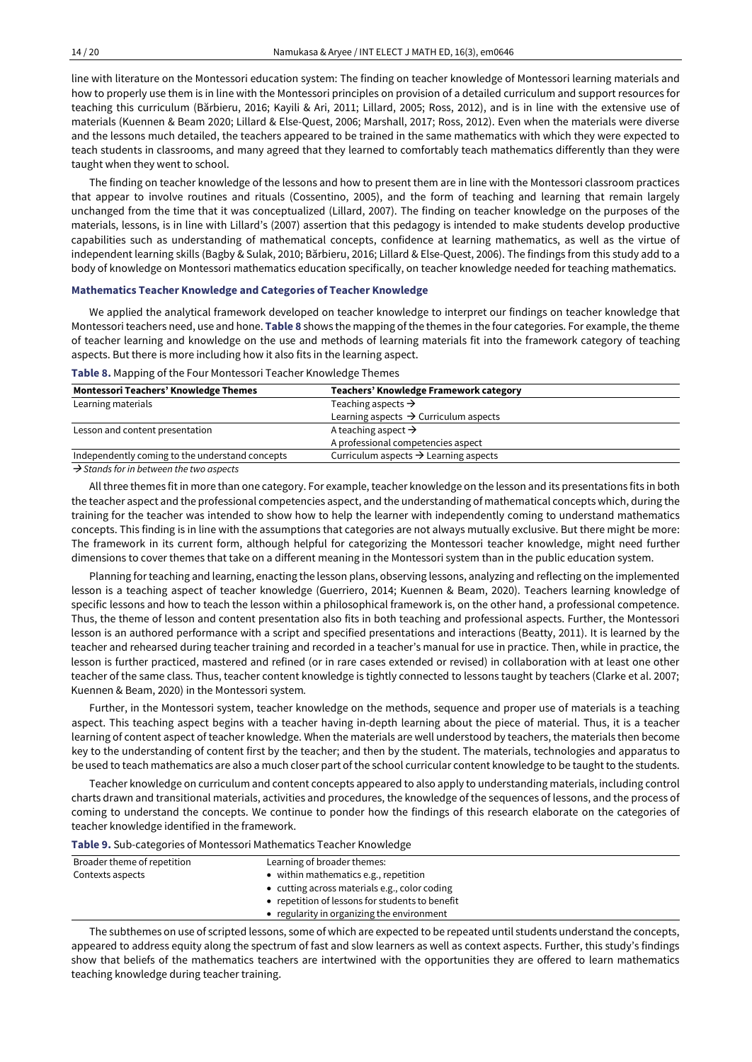line with literature on the Montessori education system: The finding on teacher knowledge of Montessori learning materials and how to properly use them is in line with the Montessori principles on provision of a detailed curriculum and support resources for teaching this curriculum (Bărbieru, 2016; Kayili & Ari, 2011; Lillard, 2005; Ross, 2012), and is in line with the extensive use of materials (Kuennen & Beam 2020; Lillard & Else-Quest, 2006; Marshall, 2017; Ross, 2012). Even when the materials were diverse and the lessons much detailed, the teachers appeared to be trained in the same mathematics with which they were expected to teach students in classrooms, and many agreed that they learned to comfortably teach mathematics differently than they were taught when they went to school.

The finding on teacher knowledge of the lessons and how to present them are in line with the Montessori classroom practices that appear to involve routines and rituals (Cossentino, 2005), and the form of teaching and learning that remain largely unchanged from the time that it was conceptualized (Lillard, 2007). The finding on teacher knowledge on the purposes of the materials, lessons, is in line with Lillard's (2007) assertion that this pedagogy is intended to make students develop productive capabilities such as understanding of mathematical concepts, confidence at learning mathematics, as well as the virtue of independent learning skills (Bagby & Sulak, 2010; Bărbieru, 2016; Lillard & Else-Quest, 2006). The findings from this study add to a body of knowledge on Montessori mathematics education specifically, on teacher knowledge needed for teaching mathematics.

### Mathematics Teacher Knowledge and Categories of Teacher Knowledge

We applied the analytical framework developed on teacher knowledge to interpret our findings on teacher knowledge that Montessori teachers need, use and hone. **Table 8** shows the mapping of the themes in the four categories. For example, the theme of teacher learning and knowledge on the use and methods of learning materials fit into the framework category of teaching aspects. But there is more including how it also fits in the learning aspect.

**Table 8.** Mapping of the Four Montessori Teacher Knowledge Themes

| Montessori Teachers' Knowledge Themes | Teachers' Knowledge Framework category |
|---|---|
| Learning materials | Teaching aspects → <br> Learning aspects → Curriculum aspects |
| Lesson and content presentation | A teaching aspect → <br> A professional competencies aspect |
| Independently coming to the understand concepts | Curriculum aspects → Learning aspects |

*→ Stands for in between the two aspects*

All three themes fit in more than one category. For example, teacher knowledge on the lesson and its presentations fits in both the teacher aspect and the professional competencies aspect, and the understanding of mathematical concepts which, during the training for the teacher was intended to show how to help the learner with independently coming to understand mathematics concepts. This finding is in line with the assumptions that categories are not always mutually exclusive. But there might be more: The framework in its current form, although helpful for categorizing the Montessori teacher knowledge, might need further dimensions to cover themes that take on a different meaning in the Montessori system than in the public education system.

Planning for teaching and learning, enacting the lesson plans, observing lessons, analyzing and reflecting on the implemented lesson is a teaching aspect of teacher knowledge (Guerriero, 2014; Kuennen & Beam, 2020). Teachers learning knowledge of specific lessons and how to teach the lesson within a philosophical framework is, on the other hand, a professional competence. Thus, the theme of lesson and content presentation also fits in both teaching and professional aspects. Further, the Montessori lesson is an authored performance with a script and specified presentations and interactions (Beatty, 2011). It is learned by the teacher and rehearsed during teacher training and recorded in a teacher's manual for use in practice. Then, while in practice, the lesson is further practiced, mastered and refined (or in rare cases extended or revised) in collaboration with at least one other teacher of the same class. Thus, teacher content knowledge is tightly connected to lessons taught by teachers (Clarke et al. 2007; Kuennen & Beam, 2020) in the Montessori system.

Further, in the Montessori system, teacher knowledge on the methods, sequence and proper use of materials is a teaching aspect. This teaching aspect begins with a teacher having in-depth learning about the piece of material. Thus, it is a teacher learning of content aspect of teacher knowledge. When the materials are well understood by teachers, the materials then become key to the understanding of content first by the teacher; and then by the student. The materials, technologies and apparatus to be used to teach mathematics are also a much closer part of the school curricular content knowledge to be taught to the students.

Teacher knowledge on curriculum and content concepts appeared to also apply to understanding materials, including control charts drawn and transitional materials, activities and procedures, the knowledge of the sequences of lessons, and the process of coming to understand the concepts. We continue to ponder how the findings of this research elaborate on the categories of teacher knowledge identified in the framework.

**Table 9.** Sub-categories of Montessori Mathematics Teacher Knowledge

| Broader theme of repetition | Learning of broader themes: |
|---|---|
| Contexts aspects | • within mathematics e.g., repetition <br> • cutting across materials e.g., color coding <br> • repetition of lessons for students to benefit <br> • regularity in organizing the environment |

The subthemes on use of scripted lessons, some of which are expected to be repeated until students understand the concepts, appeared to address equity along the spectrum of fast and slow learners as well as context aspects. Further, this study's findings show that beliefs of the mathematics teachers are intertwined with the opportunities they are offered to learn mathematics teaching knowledge during teacher training.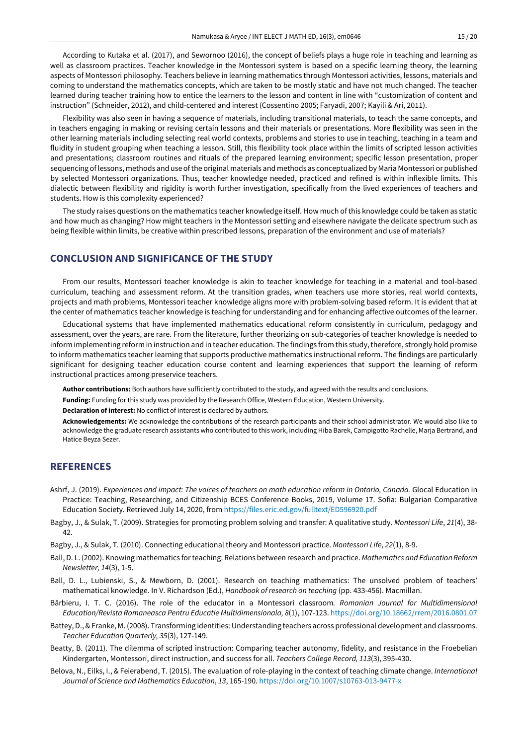According to Kutaka et al. (2017), and Sewornoo (2016), the concept of beliefs plays a huge role in teaching and learning as well as classroom practices. Teacher knowledge in the Montessori system is based on a specific learning theory, the learning aspects of Montessori philosophy. Teachers believe in learning mathematics through Montessori activities, lessons, materials and coming to understand the mathematics concepts, which are taken to be mostly static and have not much changed. The teacher learned during teacher training how to entice the learners to the lesson and content in line with "customization of content and instruction" (Schneider, 2012), and child-centered and interest (Cossentino 2005; Faryadi, 2007; Kayili & Ari, 2011).

Flexibility was also seen in having a sequence of materials, including transitional materials, to teach the same concepts, and in teachers engaging in making or revising certain lessons and their materials or presentations. More flexibility was seen in the other learning materials including selecting real world contexts, problems and stories to use in teaching, teaching in a team and fluidity in student grouping when teaching a lesson. Still, this flexibility took place within the limits of scripted lesson activities and presentations; classroom routines and rituals of the prepared learning environment; specific lesson presentation, proper sequencing of lessons, methods and use of the original materials and methods as conceptualized by Maria Montessori or published by selected Montessori organizations. Thus, teacher knowledge needed, practiced and refined is within inflexible limits. This dialectic between flexibility and rigidity is worth further investigation, specifically from the lived experiences of teachers and students. How is this complexity experienced?

The study raises questions on the mathematics teacher knowledge itself. How much of this knowledge could be taken as static and how much as changing? How might teachers in the Montessori setting and elsewhere navigate the delicate spectrum such as being flexible within limits, be creative within prescribed lessons, preparation of the environment and use of materials?

## CONCLUSION AND SIGNIFICANCE OF THE STUDY

From our results, Montessori teacher knowledge is akin to teacher knowledge for teaching in a material and tool-based curriculum, teaching and assessment reform. At the transition grades, when teachers use more stories, real world contexts, projects and math problems, Montessori teacher knowledge aligns more with problem-solving based reform. It is evident that at the center of mathematics teacher knowledge is teaching for understanding and for enhancing affective outcomes of the learner.

Educational systems that have implemented mathematics educational reform consistently in curriculum, pedagogy and assessment, over the years, are rare. From the literature, further theorizing on sub-categories of teacher knowledge is needed to inform implementing reform in instruction and in teacher education. The findings from this study, therefore, strongly hold promise to inform mathematics teacher learning that supports productive mathematics instructional reform. The findings are particularly significant for designing teacher education course content and learning experiences that support the learning of reform instructional practices among preservice teachers.

**Author contributions:** Both authors have sufficiently contributed to the study, and agreed with the results and conclusions.

**Funding:** Funding for this study was provided by the Research Office, Western Education, Western University.

**Declaration of interest:** No conflict of interest is declared by authors.

**Acknowledgements:** We acknowledge the contributions of the research participants and their school administrator. We would also like to acknowledge the graduate research assistants who contributed to this work, including Hiba Barek, Campigotto Rachelle, Marja Bertrand, and Hatice Beyza Sezer.

## REFERENCES

Ashrf, J. (2019). *Experiences and impact: The voices of teachers on math education reform in Ontario, Canada.* Glocal Education in Practice: Teaching, Researching, and Citizenship BCES Conference Books, 2019, Volume 17. Sofia: Bulgarian Comparative Education Society. Retrieved July 14, 2020, from https://files.eric.ed.gov/fulltext/ED596920.pdf

Bagby, J., & Sulak, T. (2009). Strategies for promoting problem solving and transfer: A qualitative study. *Montessori Life*, *21*(4), 38-42.

Bagby, J., & Sulak, T. (2010). Connecting educational theory and Montessori practice. *Montessori Life*, *22*(1), 8-9.

Ball, D. L. (2002). Knowing mathematics for teaching: Relations between research and practice. *Mathematics and Education Reform Newsletter, 14*(3), 1-5.

Ball, D. L., Lubienski, S., & Mewborn, D. (2001). Research on teaching mathematics: The unsolved problem of teachers' mathematical knowledge. In V. Richardson (Ed.), *Handbook of research on teaching* (pp. 433-456). Macmillan.

Bărbieru, I. T. C. (2016). The role of the educator in a Montessori classroom. *Romanian Journal for Multidimensional Education/Revista Romaneasca Pentru Educatie Multidimensionala, 8*(1), 107-123. https://doi.org/10.18662/rrem/2016.0801.07

Battey, D., & Franke, M. (2008). Transforming identities: Understanding teachers across professional development and classrooms. *Teacher Education Quarterly, 35*(3), 127-149.

Beatty, B. (2011). The dilemma of scripted instruction: Comparing teacher autonomy, fidelity, and resistance in the Froebelian Kindergarten, Montessori, direct instruction, and success for all. *Teachers College Record, 113*(3), 395-430.

Belova, N., Eilks, I., & Feierabend, T. (2015). The evaluation of role-playing in the context of teaching climate change. *International Journal of Science and Mathematics Education*, *13*, 165-190. https://doi.org/10.1007/s10763-013-9477-x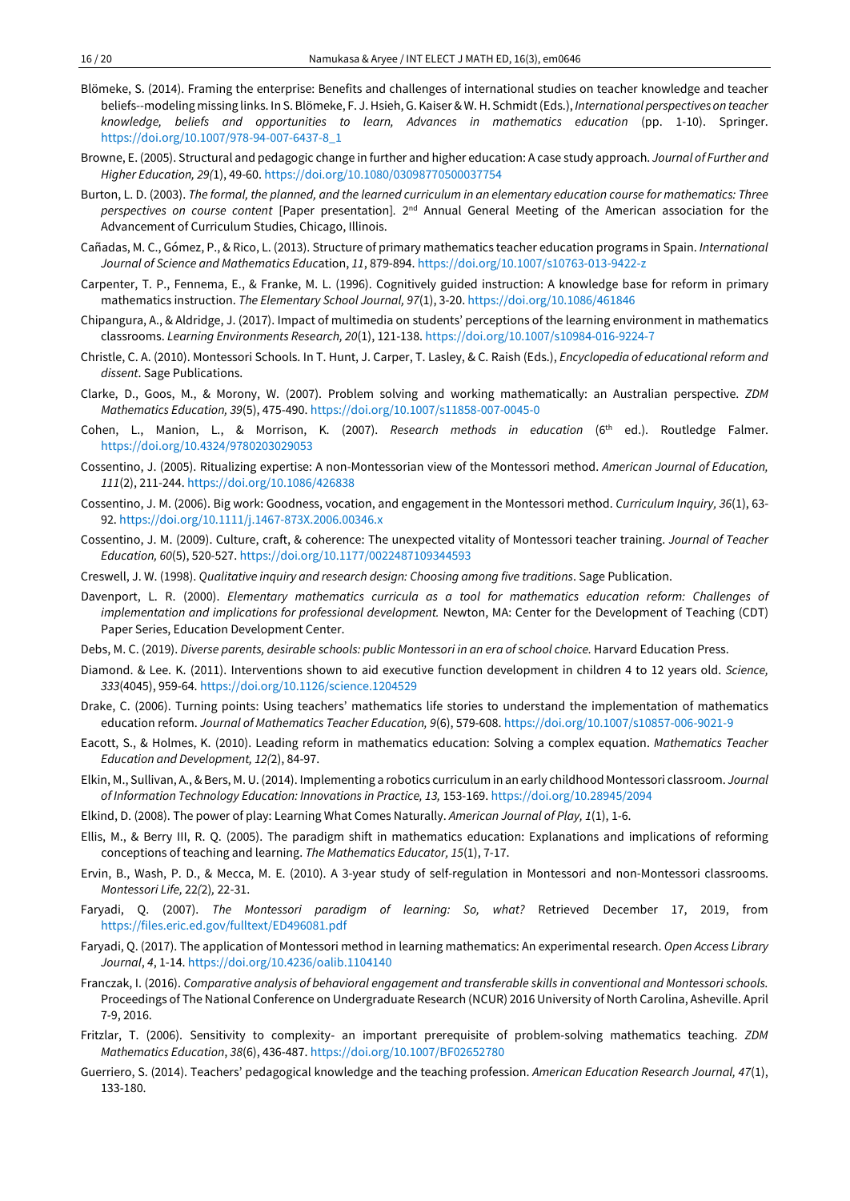Blömeke, S. (2014). Framing the enterprise: Benefits and challenges of international studies on teacher knowledge and teacher beliefs--modeling missing links. In S. Blömeke, F. J. Hsieh, G. Kaiser & W. H. Schmidt (Eds.), *International perspectives on teacher knowledge, beliefs and opportunities to learn, Advances in mathematics education* (pp. 1-10). Springer. https://doi.org/10.1007/978-94-007-6437-8_1

Browne, E. (2005). Structural and pedagogic change in further and higher education: A case study approach. *Journal of Further and Higher Education, 29(*1), 49-60. https://doi.org/10.1080/03098770500037754

Burton, L. D. (2003). *The formal, the planned, and the learned curriculum in an elementary education course for mathematics: Three perspectives on course content* [Paper presentation]. 2nd Annual General Meeting of the American association for the Advancement of Curriculum Studies, Chicago, Illinois.

Cañadas, M. C., Gómez, P., & Rico, L. (2013). Structure of primary mathematics teacher education programs in Spain. *International Journal of Science and Mathematics Educ*ation, *11*, 879-894. https://doi.org/10.1007/s10763-013-9422-z

Carpenter, T. P., Fennema, E., & Franke, M. L. (1996). Cognitively guided instruction: A knowledge base for reform in primary mathematics instruction. *The Elementary School Journal, 97*(1), 3-20. https://doi.org/10.1086/461846

Chipangura, A., & Aldridge, J. (2017). Impact of multimedia on students' perceptions of the learning environment in mathematics classrooms. *Learning Environments Research, 20*(1), 121-138. https://doi.org/10.1007/s10984-016-9224-7

Christle, C. A. (2010). Montessori Schools. In T. Hunt, J. Carper, T. Lasley, & C. Raish (Eds.), *Encyclopedia of educational reform and dissent*. Sage Publications.

Clarke, D., Goos, M., & Morony, W. (2007). Problem solving and working mathematically: an Australian perspective. *ZDM Mathematics Education, 39*(5), 475-490. https://doi.org/10.1007/s11858-007-0045-0

Cohen, L., Manion, L., & Morrison, K. (2007). *Research methods in education* (6th ed.). Routledge Falmer. https://doi.org/10.4324/9780203029053

Cossentino, J. (2005). Ritualizing expertise: A non-Montessorian view of the Montessori method. *American Journal of Education, 111*(2), 211-244. https://doi.org/10.1086/426838

Cossentino, J. M. (2006). Big work: Goodness, vocation, and engagement in the Montessori method. *Curriculum Inquiry, 36*(1), 63-92. https://doi.org/10.1111/j.1467-873X.2006.00346.x

Cossentino, J. M. (2009). Culture, craft, & coherence: The unexpected vitality of Montessori teacher training. *Journal of Teacher Education, 60*(5), 520-527. https://doi.org/10.1177/0022487109344593

Creswell, J. W. (1998). *Qualitative inquiry and research design: Choosing among five traditions*. Sage Publication.

Davenport, L. R. (2000). *Elementary mathematics curricula as a tool for mathematics education reform: Challenges of implementation and implications for professional development.* Newton, MA: Center for the Development of Teaching (CDT) Paper Series, Education Development Center.

Debs, M. C. (2019). *Diverse parents, desirable schools: public Montessori in an era of school choice.* Harvard Education Press.

Diamond. & Lee. K. (2011). Interventions shown to aid executive function development in children 4 to 12 years old. *Science, 333*(4045), 959-64. https://doi.org/10.1126/science.1204529

Drake, C. (2006). Turning points: Using teachers' mathematics life stories to understand the implementation of mathematics education reform. *Journal of Mathematics Teacher Education, 9*(6), 579-608. https://doi.org/10.1007/s10857-006-9021-9

Eacott, S., & Holmes, K. (2010). Leading reform in mathematics education: Solving a complex equation. *Mathematics Teacher Education and Development, 12(*2), 84-97.

Elkin, M., Sullivan, A., & Bers, M. U. (2014). Implementing a robotics curriculum in an early childhood Montessori classroom. *Journal of Information Technology Education: Innovations in Practice, 13,* 153-169. https://doi.org/10.28945/2094

Elkind, D. (2008). The power of play: Learning What Comes Naturally. *American Journal of Play, 1*(1), 1-6.

Ellis, M., & Berry III, R. Q. (2005). The paradigm shift in mathematics education: Explanations and implications of reforming conceptions of teaching and learning. *The Mathematics Educator, 15*(1), 7-17.

Ervin, B., Wash, P. D., & Mecca, M. E. (2010). A 3-year study of self-regulation in Montessori and non-Montessori classrooms. *Montessori Life, 22(*2)*,* 22-31.

Faryadi, Q. (2007). *The Montessori paradigm of learning: So, what?* Retrieved December 17, 2019, from https://files.eric.ed.gov/fulltext/ED496081.pdf

Faryadi, Q. (2017). The application of Montessori method in learning mathematics: An experimental research. *Open Access Library Journal*, *4*, 1-14. https://doi.org/10.4236/oalib.1104140

Franczak, I. (2016). *Comparative analysis of behavioral engagement and transferable skills in conventional and Montessori schools.* Proceedings of The National Conference on Undergraduate Research (NCUR) 2016 University of North Carolina, Asheville. April 7-9, 2016.

Fritzlar, T. (2006). Sensitivity to complexity- an important prerequisite of problem-solving mathematics teaching. *ZDM Mathematics Education*, *38*(6), 436-487. https://doi.org/10.1007/BF02652780

Guerriero, S. (2014). Teachers' pedagogical knowledge and the teaching profession. *American Education Research Journal, 47*(1), 133-180.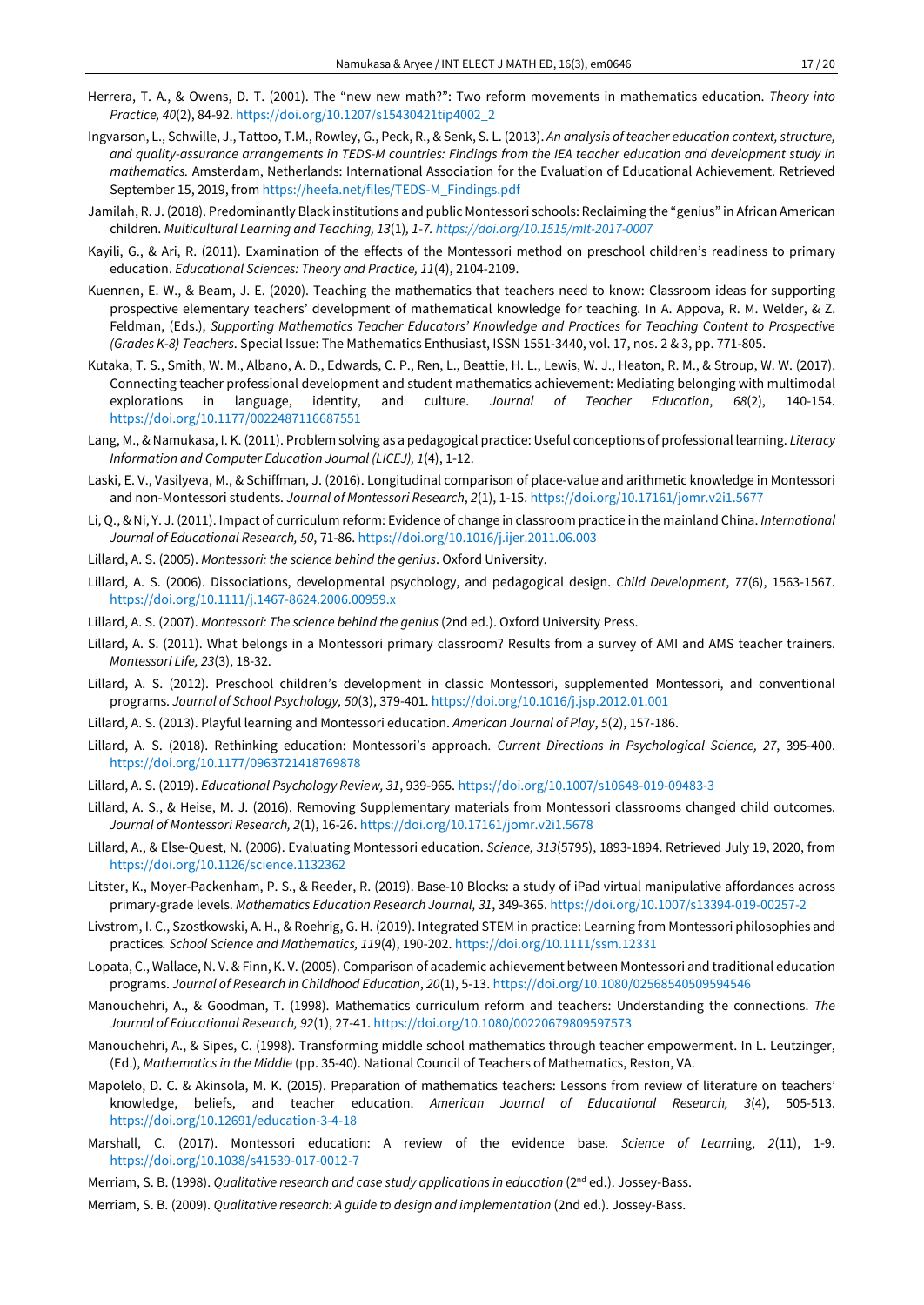Herrera, T. A., & Owens, D. T. (2001). The "new new math?": Two reform movements in mathematics education. *Theory into Practice, 40*(2), 84-92. https://doi.org/10.1207/s15430421tip4002_2

Ingvarson, L., Schwille, J., Tattoo, T.M., Rowley, G., Peck, R., & Senk, S. L. (2013). *An analysis of teacher education context, structure, and quality-assurance arrangements in TEDS-M countries: Findings from the IEA teacher education and development study in mathematics.* Amsterdam, Netherlands: International Association for the Evaluation of Educational Achievement. Retrieved September 15, 2019, from https://heefa.net/files/TEDS-M_Findings.pdf

Jamilah, R. J. (2018). Predominantly Black institutions and public Montessori schools: Reclaiming the "genius" in African American children. *Multicultural Learning and Teaching, 13*(1)*, 1-7. https://doi.org/10.1515/mlt-2017-0007*

Kayili, G., & Ari, R. (2011). Examination of the effects of the Montessori method on preschool children's readiness to primary education. *Educational Sciences: Theory and Practice, 11*(4), 2104-2109.

Kuennen, E. W., & Beam, J. E. (2020). Teaching the mathematics that teachers need to know: Classroom ideas for supporting prospective elementary teachers' development of mathematical knowledge for teaching. In A. Appova, R. M. Welder, & Z. Feldman, (Eds.), *Supporting Mathematics Teacher Educators' Knowledge and Practices for Teaching Content to Prospective (Grades K-8) Teachers*. Special Issue: The Mathematics Enthusiast, ISSN 1551-3440, vol. 17, nos. 2 & 3, pp. 771-805.

Kutaka, T. S., Smith, W. M., Albano, A. D., Edwards, C. P., Ren, L., Beattie, H. L., Lewis, W. J., Heaton, R. M., & Stroup, W. W. (2017). Connecting teacher professional development and student mathematics achievement: Mediating belonging with multimodal explorations in language, identity, and culture. *Journal of Teacher Education*, *68*(2), 140-154. https://doi.org/10.1177/0022487116687551

Lang, M., & Namukasa, I. K. (2011). Problem solving as a pedagogical practice: Useful conceptions of professional learning. *Literacy Information and Computer Education Journal (LICEJ), 1*(4), 1-12.

Laski, E. V., Vasilyeva, M., & Schiffman, J. (2016). Longitudinal comparison of place-value and arithmetic knowledge in Montessori and non-Montessori students. *Journal of Montessori Research*, *2*(1), 1-15. https://doi.org/10.17161/jomr.v2i1.5677

Li, Q., & Ni, Y. J. (2011). Impact of curriculum reform: Evidence of change in classroom practice in the mainland China. *International Journal of Educational Research, 50*, 71-86. https://doi.org/10.1016/j.ijer.2011.06.003

Lillard, A. S. (2005). *Montessori: the science behind the genius*. Oxford University.

Lillard, A. S. (2006). Dissociations, developmental psychology, and pedagogical design. *Child Development*, *77*(6), 1563-1567. https://doi.org/10.1111/j.1467-8624.2006.00959.x

Lillard, A. S. (2007). *Montessori: The science behind the genius* (2nd ed.). Oxford University Press.

Lillard, A. S. (2011). What belongs in a Montessori primary classroom? Results from a survey of AMI and AMS teacher trainers. *Montessori Life, 23*(3), 18-32.

Lillard, A. S. (2012). Preschool children's development in classic Montessori, supplemented Montessori, and conventional programs. *Journal of School Psychology, 50*(3), 379-401. https://doi.org/10.1016/j.jsp.2012.01.001

Lillard, A. S. (2013). Playful learning and Montessori education. *American Journal of Play*, *5*(2), 157-186.

Lillard, A. S. (2018). Rethinking education: Montessori's approach*. Current Directions in Psychological Science, 27*, 395-400. https://doi.org/10.1177/0963721418769878

Lillard, A. S. (2019). *Educational Psychology Review, 31*, 939-965. https://doi.org/10.1007/s10648-019-09483-3

Lillard, A. S., & Heise, M. J. (2016). Removing Supplementary materials from Montessori classrooms changed child outcomes. *Journal of Montessori Research, 2*(1), 16-26. https://doi.org/10.17161/jomr.v2i1.5678

Lillard, A., & Else-Quest, N. (2006). Evaluating Montessori education. *Science, 313*(5795), 1893-1894. Retrieved July 19, 2020, from https://doi.org/10.1126/science.1132362

Litster, K., Moyer-Packenham, P. S., & Reeder, R. (2019). Base-10 Blocks: a study of iPad virtual manipulative affordances across primary-grade levels. *Mathematics Education Research Journal, 31*, 349-365. https://doi.org/10.1007/s13394-019-00257-2

Livstrom, I. C., Szostkowski, A. H., & Roehrig, G. H. (2019). Integrated STEM in practice: Learning from Montessori philosophies and practices*. School Science and Mathematics, 119*(4), 190-202. https://doi.org/10.1111/ssm.12331

Lopata, C., Wallace, N. V. & Finn, K. V. (2005). Comparison of academic achievement between Montessori and traditional education programs. *Journal of Research in Childhood Education*, *20*(1), 5-13. https://doi.org/10.1080/02568540509594546

Manouchehri, A., & Goodman, T. (1998). Mathematics curriculum reform and teachers: Understanding the connections. *The Journal of Educational Research, 92*(1), 27-41. https://doi.org/10.1080/00220679809597573

Manouchehri, A., & Sipes, C. (1998). Transforming middle school mathematics through teacher empowerment. In L. Leutzinger, (Ed.), *Mathematics in the Middle* (pp. 35-40). National Council of Teachers of Mathematics, Reston, VA.

Mapolelo, D. C. & Akinsola, M. K. (2015). Preparation of mathematics teachers: Lessons from review of literature on teachers' knowledge, beliefs, and teacher education. *American Journal of Educational Research, 3*(4), 505-513. https://doi.org/10.12691/education-3-4-18

Marshall, C. (2017). Montessori education: A review of the evidence base. *Science of Learn*ing, *2*(11), 1-9. https://doi.org/10.1038/s41539-017-0012-7

Merriam, S. B. (1998). *Qualitative research and case study applications in education* (2nd ed.). Jossey-Bass.

Merriam, S. B. (2009). *Qualitative research: A guide to design and implementation* (2nd ed.). Jossey-Bass.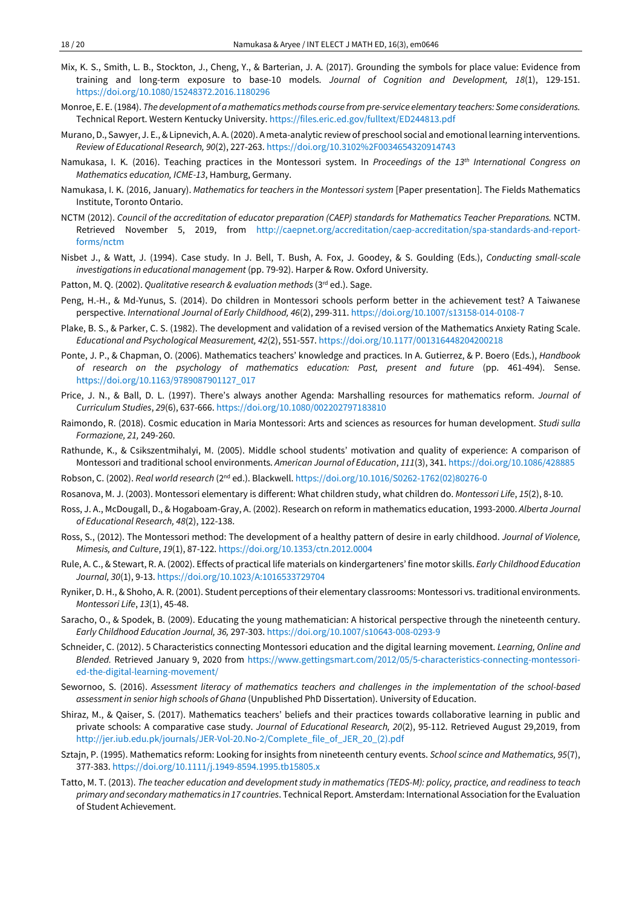Mix, K. S., Smith, L. B., Stockton, J., Cheng, Y., & Barterian, J. A. (2017). Grounding the symbols for place value: Evidence from training and long-term exposure to base-10 models. *Journal of Cognition and Development, 18*(1), 129-151. https://doi.org/10.1080/15248372.2016.1180296

Monroe, E. E. (1984). *The development of a mathematics methods course from pre-service elementary teachers: Some considerations.* Technical Report. Western Kentucky University. https://files.eric.ed.gov/fulltext/ED244813.pdf

Murano, D., Sawyer, J. E., & Lipnevich, A. A. (2020). A meta-analytic review of preschool social and emotional learning interventions. *Review of Educational Research, 90*(2), 227-263. https://doi.org/10.3102%2F0034654320914743

Namukasa, I. K. (2016). Teaching practices in the Montessori system. In *Proceedings of the 13th International Congress on Mathematics education, ICME-13*, Hamburg, Germany.

Namukasa, I. K. (2016, January). *Mathematics for teachers in the Montessori system* [Paper presentation]. The Fields Mathematics Institute, Toronto Ontario.

NCTM (2012). *Council of the accreditation of educator preparation (CAEP) standards for Mathematics Teacher Preparations.* NCTM. Retrieved November 5, 2019, from http://caepnet.org/accreditation/caep-accreditation/spa-standards-and-report-forms/nctm

Nisbet J., & Watt, J. (1994). Case study. In J. Bell, T. Bush, A. Fox, J. Goodey, & S. Goulding (Eds.), *Conducting small-scale investigations in educational management* (pp. 79-92). Harper & Row. Oxford University.

Patton, M. Q. (2002). *Qualitative research & evaluation methods* (3rd ed.). Sage.

Peng, H.-H., & Md-Yunus, S. (2014). Do children in Montessori schools perform better in the achievement test? A Taiwanese perspective. *International Journal of Early Childhood, 46*(2), 299-311. https://doi.org/10.1007/s13158-014-0108-7

Plake, B. S., & Parker, C. S. (1982). The development and validation of a revised version of the Mathematics Anxiety Rating Scale. *Educational and Psychological Measurement, 42*(2), 551-557. https://doi.org/10.1177/001316448204200218

Ponte, J. P., & Chapman, O. (2006). Mathematics teachers' knowledge and practices. In A. Gutierrez, & P. Boero (Eds.), *Handbook of research on the psychology of mathematics education: Past, present and future* (pp. 461-494). Sense. https://doi.org/10.1163/9789087901127_017

Price, J. N., & Ball, D. L. (1997). There's always another Agenda: Marshalling resources for mathematics reform. *Journal of Curriculum Studies*, *29*(6), 637-666. https://doi.org/10.1080/002202797183810

Raimondo, R. (2018). Cosmic education in Maria Montessori: Arts and sciences as resources for human development. *Studi sulla Formazione, 21,* 249-260.

Rathunde, K., & Csikszentmihalyi, M. (2005). Middle school students' motivation and quality of experience: A comparison of Montessori and traditional school environments. *American Journal of Education*, *111*(3), 341. https://doi.org/10.1086/428885

Robson, C. (2002). *Real world research* (2nd ed.). Blackwell. https://doi.org/10.1016/S0262-1762(02)80276-0

Rosanova, M. J. (2003). Montessori elementary is different: What children study, what children do. *Montessori Life*, *15*(2), 8-10.

Ross, J. A., McDougall, D., & Hogaboam-Gray, A. (2002). Research on reform in mathematics education, 1993-2000. *Alberta Journal of Educational Research, 48*(2), 122-138.

Ross, S., (2012). The Montessori method: The development of a healthy pattern of desire in early childhood. *Journal of Violence, Mimesis, and Culture*, *19*(1), 87-122. https://doi.org/10.1353/ctn.2012.0004

Rule, A. C., & Stewart, R. A. (2002). Effects of practical life materials on kindergarteners' fine motor skills. *Early Childhood Education Journal, 30*(1), 9-13. https://doi.org/10.1023/A:1016533729704

Ryniker, D. H., & Shoho, A. R. (2001). Student perceptions of their elementary classrooms: Montessori vs. traditional environments. *Montessori Life*, *13*(1), 45-48.

Saracho, O., & Spodek, B. (2009). Educating the young mathematician: A historical perspective through the nineteenth century. *Early Childhood Education Journal, 36,* 297-303. https://doi.org/10.1007/s10643-008-0293-9

Schneider, C. (2012). 5 Characteristics connecting Montessori education and the digital learning movement. *Learning, Online and Blended.* Retrieved January 9, 2020 from https://www.gettingsmart.com/2012/05/5-characteristics-connecting-montessori-ed-the-digital-learning-movement/

Sewornoo, S. (2016). *Assessment literacy of mathematics teachers and challenges in the implementation of the school-based assessment in senior high schools of Ghana* (Unpublished PhD Dissertation). University of Education.

Shiraz, M., & Qaiser, S. (2017). Mathematics teachers' beliefs and their practices towards collaborative learning in public and private schools: A comparative case study. *Journal of Educational Research, 20*(2), 95-112. Retrieved August 29,2019, from http://jer.iub.edu.pk/journals/JER-Vol-20.No-2/Complete_file_of_JER_20_(2).pdf

Sztajn, P. (1995). Mathematics reform: Looking for insights from nineteenth century events. *School scince and Mathematics, 95*(7), 377-383. https://doi.org/10.1111/j.1949-8594.1995.tb15805.x

Tatto, M. T. (2013). *The teacher education and development study in mathematics (TEDS-M): policy, practice, and readiness to teach primary and secondary mathematics in 17 countries*. Technical Report. Amsterdam: International Association for the Evaluation of Student Achievement.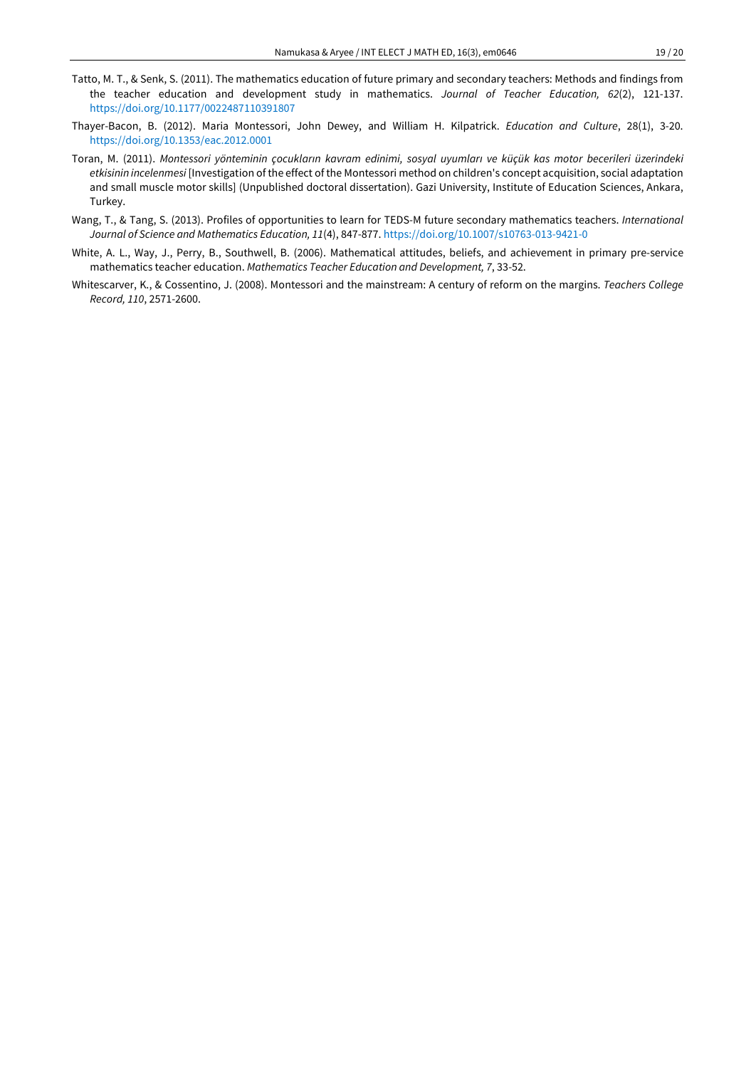Tatto, M. T., & Senk, S. (2011). The mathematics education of future primary and secondary teachers: Methods and findings from the teacher education and development study in mathematics. *Journal of Teacher Education, 62*(2), 121-137. https://doi.org/10.1177/0022487110391807

Thayer-Bacon, B. (2012). Maria Montessori, John Dewey, and William H. Kilpatrick. *Education and Culture*, 28(1), 3-20. https://doi.org/10.1353/eac.2012.0001

Toran, M. (2011). *Montessori yönteminin çocukların kavram edinimi, sosyal uyumları ve küçük kas motor becerileri üzerindeki etkisinin incelenmesi* [Investigation of the effect of the Montessori method on children's concept acquisition, social adaptation and small muscle motor skills] (Unpublished doctoral dissertation). Gazi University, Institute of Education Sciences, Ankara, Turkey.

Wang, T., & Tang, S. (2013). Profiles of opportunities to learn for TEDS-M future secondary mathematics teachers. *International Journal of Science and Mathematics Education, 11*(4), 847-877. https://doi.org/10.1007/s10763-013-9421-0

White, A. L., Way, J., Perry, B., Southwell, B. (2006). Mathematical attitudes, beliefs, and achievement in primary pre-service mathematics teacher education. *Mathematics Teacher Education and Development, 7*, 33-52.

Whitescarver, K., & Cossentino, J. (2008). Montessori and the mainstream: A century of reform on the margins. *Teachers College Record, 110*, 2571-2600.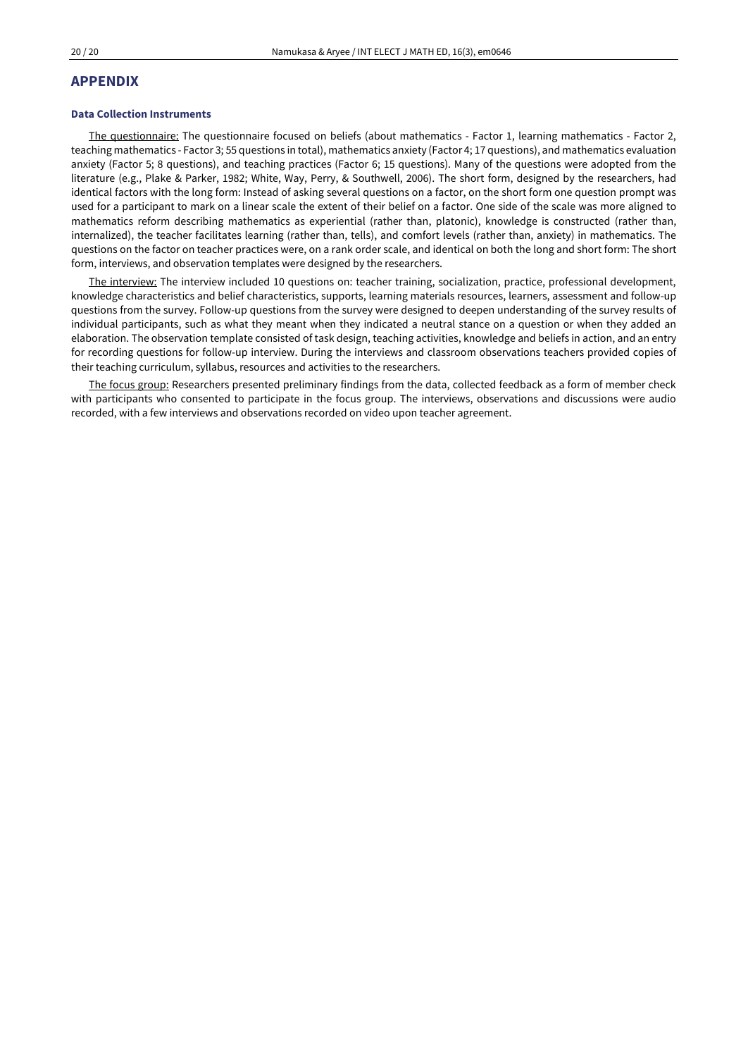# APPENDIX

### Data Collection Instruments

The questionnaire: The questionnaire focused on beliefs (about mathematics - Factor 1, learning mathematics - Factor 2, teaching mathematics - Factor 3; 55 questions in total), mathematics anxiety (Factor 4; 17 questions), and mathematics evaluation anxiety (Factor 5; 8 questions), and teaching practices (Factor 6; 15 questions). Many of the questions were adopted from the literature (e.g., Plake & Parker, 1982; White, Way, Perry, & Southwell, 2006). The short form, designed by the researchers, had identical factors with the long form: Instead of asking several questions on a factor, on the short form one question prompt was used for a participant to mark on a linear scale the extent of their belief on a factor. One side of the scale was more aligned to mathematics reform describing mathematics as experiential (rather than, platonic), knowledge is constructed (rather than, internalized), the teacher facilitates learning (rather than, tells), and comfort levels (rather than, anxiety) in mathematics. The questions on the factor on teacher practices were, on a rank order scale, and identical on both the long and short form: The short form, interviews, and observation templates were designed by the researchers.

The interview: The interview included 10 questions on: teacher training, socialization, practice, professional development, knowledge characteristics and belief characteristics, supports, learning materials resources, learners, assessment and follow-up questions from the survey. Follow-up questions from the survey were designed to deepen understanding of the survey results of individual participants, such as what they meant when they indicated a neutral stance on a question or when they added an elaboration. The observation template consisted of task design, teaching activities, knowledge and beliefs in action, and an entry for recording questions for follow-up interview. During the interviews and classroom observations teachers provided copies of their teaching curriculum, syllabus, resources and activities to the researchers.

The focus group: Researchers presented preliminary findings from the data, collected feedback as a form of member check with participants who consented to participate in the focus group. The interviews, observations and discussions were audio recorded, with a few interviews and observations recorded on video upon teacher agreement.